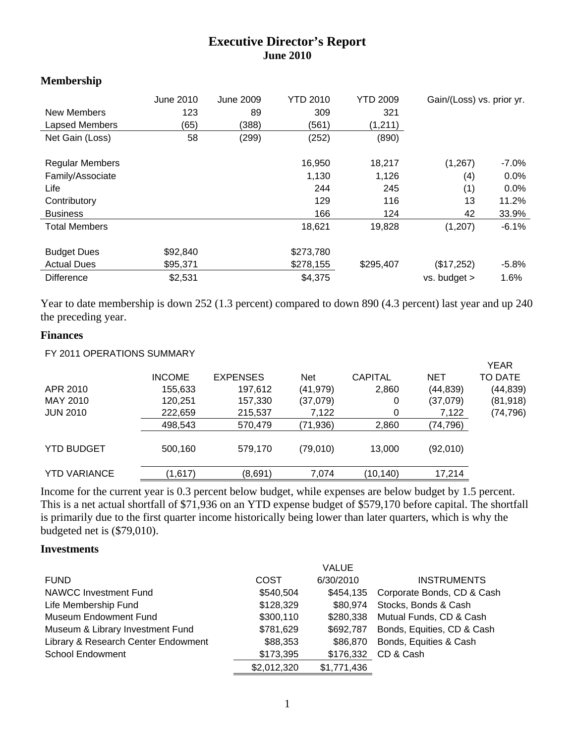# Executive Director's Report
## June 2010

### Membership

| | June 2010 | June 2009 | YTD 2010 | YTD 2009 | Gain/(Loss) vs. prior yr. | |
|---|---|---|---|---|---|---|
| New Members | 123 | 89 | 309 | 321 | | |
| Lapsed Members | (65) | (388) | (561) | (1,211) | | |
| Net Gain (Loss) | 58 | (299) | (252) | (890) | | |
| | | | | | | |
| Regular Members | | | 16,950 | 18,217 | (1,267) | -7.0% |
| Family/Associate | | | 1,130 | 1,126 | (4) | 0.0% |
| Life | | | 244 | 245 | (1) | 0.0% |
| Contributory | | | 129 | 116 | 13 | 11.2% |
| Business | | | 166 | 124 | 42 | 33.9% |
| Total Members | | | 18,621 | 19,828 | (1,207) | -6.1% |
| | | | | | | |
| Budget Dues | $92,840 | | $273,780 | | | |
| Actual Dues | $95,371 | | $278,155 | $295,407 | ($17,252) | -5.8% |
| Difference | $2,531 | | $4,375 | | vs. budget > | 1.6% |

Year to date membership is down 252 (1.3 percent) compared to down 890 (4.3 percent) last year and up 240 the preceding year.

### Finances

FY 2011 OPERATIONS SUMMARY

| | INCOME | EXPENSES | Net | CAPITAL | NET | YEAR TO DATE |
|---|---|---|---|---|---|---|
| APR 2010 | 155,633 | 197,612 | (41,979) | 2,860 | (44,839) | (44,839) |
| MAY 2010 | 120,251 | 157,330 | (37,079) | 0 | (37,079) | (81,918) |
| JUN 2010 | 222,659 | 215,537 | 7,122 | 0 | 7,122 | (74,796) |
| | 498,543 | 570,479 | (71,936) | 2,860 | (74,796) | |
| YTD BUDGET | 500,160 | 579,170 | (79,010) | 13,000 | (92,010) | |
| YTD VARIANCE | (1,617) | (8,691) | 7,074 | (10,140) | 17,214 | |

Income for the current year is 0.3 percent below budget, while expenses are below budget by 1.5 percent. This is a net actual shortfall of $71,936 on an YTD expense budget of $579,170 before capital. The shortfall is primarily due to the first quarter income historically being lower than later quarters, which is why the budgeted net is ($79,010).

### Investments

| FUND | COST | VALUE 6/30/2010 | INSTRUMENTS |
|---|---|---|---|
| NAWCC Investment Fund | $540,504 | $454,135 | Corporate Bonds, CD & Cash |
| Life Membership Fund | $128,329 | $80,974 | Stocks, Bonds & Cash |
| Museum Endowment Fund | $300,110 | $280,338 | Mutual Funds, CD & Cash |
| Museum & Library Investment Fund | $781,629 | $692,787 | Bonds, Equities, CD & Cash |
| Library & Research Center Endowment | $88,353 | $86,870 | Bonds, Equities & Cash |
| School Endowment | $173,395 | $176,332 | CD & Cash |
| | $2,012,320 | $1,771,436 | |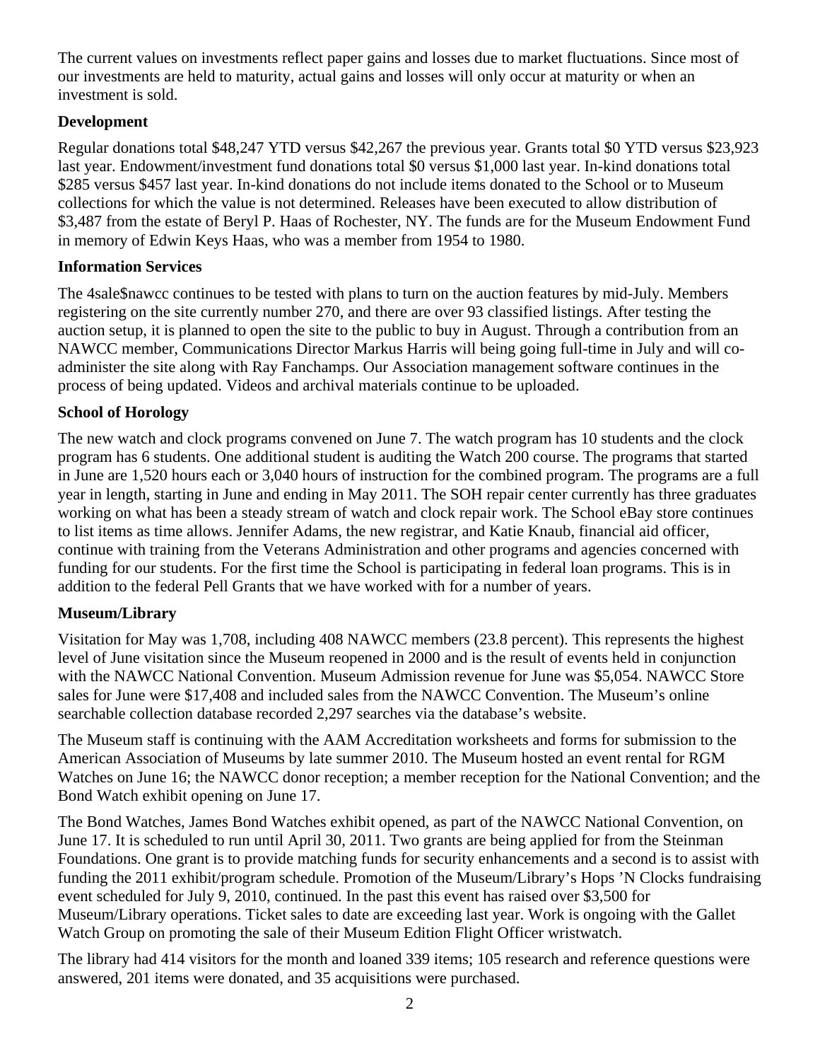The current values on investments reflect paper gains and losses due to market fluctuations. Since most of our investments are held to maturity, actual gains and losses will only occur at maturity or when an investment is sold.

**Development**

Regular donations total $48,247 YTD versus $42,267 the previous year. Grants total $0 YTD versus $23,923 last year. Endowment/investment fund donations total $0 versus $1,000 last year. In-kind donations total $285 versus $457 last year. In-kind donations do not include items donated to the School or to Museum collections for which the value is not determined. Releases have been executed to allow distribution of $3,487 from the estate of Beryl P. Haas of Rochester, NY. The funds are for the Museum Endowment Fund in memory of Edwin Keys Haas, who was a member from 1954 to 1980.

**Information Services**

The 4sale$nawcc continues to be tested with plans to turn on the auction features by mid-July. Members registering on the site currently number 270, and there are over 93 classified listings. After testing the auction setup, it is planned to open the site to the public to buy in August. Through a contribution from an NAWCC member, Communications Director Markus Harris will being going full-time in July and will co-administer the site along with Ray Fanchamps. Our Association management software continues in the process of being updated. Videos and archival materials continue to be uploaded.

**School of Horology**

The new watch and clock programs convened on June 7. The watch program has 10 students and the clock program has 6 students. One additional student is auditing the Watch 200 course. The programs that started in June are 1,520 hours each or 3,040 hours of instruction for the combined program. The programs are a full year in length, starting in June and ending in May 2011. The SOH repair center currently has three graduates working on what has been a steady stream of watch and clock repair work. The School eBay store continues to list items as time allows. Jennifer Adams, the new registrar, and Katie Knaub, financial aid officer, continue with training from the Veterans Administration and other programs and agencies concerned with funding for our students. For the first time the School is participating in federal loan programs. This is in addition to the federal Pell Grants that we have worked with for a number of years.

**Museum/Library**

Visitation for May was 1,708, including 408 NAWCC members (23.8 percent). This represents the highest level of June visitation since the Museum reopened in 2000 and is the result of events held in conjunction with the NAWCC National Convention. Museum Admission revenue for June was $5,054. NAWCC Store sales for June were $17,408 and included sales from the NAWCC Convention. The Museum's online searchable collection database recorded 2,297 searches via the database's website.

The Museum staff is continuing with the AAM Accreditation worksheets and forms for submission to the American Association of Museums by late summer 2010. The Museum hosted an event rental for RGM Watches on June 16; the NAWCC donor reception; a member reception for the National Convention; and the Bond Watch exhibit opening on June 17.

The Bond Watches, James Bond Watches exhibit opened, as part of the NAWCC National Convention, on June 17. It is scheduled to run until April 30, 2011. Two grants are being applied for from the Steinman Foundations. One grant is to provide matching funds for security enhancements and a second is to assist with funding the 2011 exhibit/program schedule. Promotion of the Museum/Library's Hops 'N Clocks fundraising event scheduled for July 9, 2010, continued. In the past this event has raised over $3,500 for Museum/Library operations. Ticket sales to date are exceeding last year. Work is ongoing with the Gallet Watch Group on promoting the sale of their Museum Edition Flight Officer wristwatch.

The library had 414 visitors for the month and loaned 339 items; 105 research and reference questions were answered, 201 items were donated, and 35 acquisitions were purchased.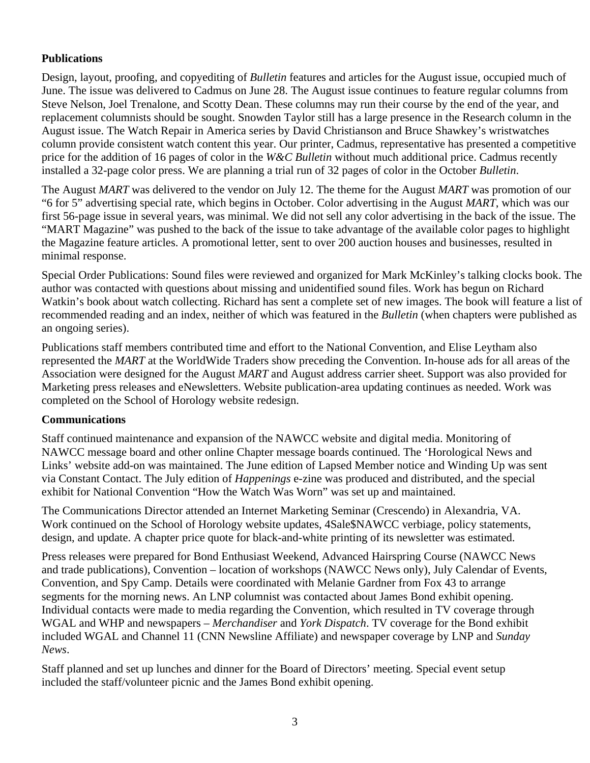**Publications**

Design, layout, proofing, and copyediting of *Bulletin* features and articles for the August issue, occupied much of June. The issue was delivered to Cadmus on June 28. The August issue continues to feature regular columns from Steve Nelson, Joel Trenalone, and Scotty Dean. These columns may run their course by the end of the year, and replacement columnists should be sought. Snowden Taylor still has a large presence in the Research column in the August issue. The Watch Repair in America series by David Christianson and Bruce Shawkey's wristwatches column provide consistent watch content this year. Our printer, Cadmus, representative has presented a competitive price for the addition of 16 pages of color in the *W&C Bulletin* without much additional price. Cadmus recently installed a 32-page color press. We are planning a trial run of 32 pages of color in the October *Bulletin*.

The August *MART* was delivered to the vendor on July 12. The theme for the August *MART* was promotion of our "6 for 5" advertising special rate, which begins in October. Color advertising in the August *MART*, which was our first 56-page issue in several years, was minimal. We did not sell any color advertising in the back of the issue. The "MART Magazine" was pushed to the back of the issue to take advantage of the available color pages to highlight the Magazine feature articles. A promotional letter, sent to over 200 auction houses and businesses, resulted in minimal response.

Special Order Publications: Sound files were reviewed and organized for Mark McKinley's talking clocks book. The author was contacted with questions about missing and unidentified sound files. Work has begun on Richard Watkin's book about watch collecting. Richard has sent a complete set of new images. The book will feature a list of recommended reading and an index, neither of which was featured in the *Bulletin* (when chapters were published as an ongoing series).

Publications staff members contributed time and effort to the National Convention, and Elise Leytham also represented the *MART* at the WorldWide Traders show preceding the Convention. In-house ads for all areas of the Association were designed for the August *MART* and August address carrier sheet. Support was also provided for Marketing press releases and eNewsletters. Website publication-area updating continues as needed. Work was completed on the School of Horology website redesign.

**Communications**

Staff continued maintenance and expansion of the NAWCC website and digital media. Monitoring of NAWCC message board and other online Chapter message boards continued. The 'Horological News and Links' website add-on was maintained. The June edition of Lapsed Member notice and Winding Up was sent via Constant Contact. The July edition of *Happenings* e-zine was produced and distributed, and the special exhibit for National Convention "How the Watch Was Worn" was set up and maintained.

The Communications Director attended an Internet Marketing Seminar (Crescendo) in Alexandria, VA. Work continued on the School of Horology website updates, 4Sale$NAWCC verbiage, policy statements, design, and update. A chapter price quote for black-and-white printing of its newsletter was estimated.

Press releases were prepared for Bond Enthusiast Weekend, Advanced Hairspring Course (NAWCC News and trade publications), Convention – location of workshops (NAWCC News only), July Calendar of Events, Convention, and Spy Camp. Details were coordinated with Melanie Gardner from Fox 43 to arrange segments for the morning news. An LNP columnist was contacted about James Bond exhibit opening. Individual contacts were made to media regarding the Convention, which resulted in TV coverage through WGAL and WHP and newspapers – *Merchandiser* and *York Dispatch*. TV coverage for the Bond exhibit included WGAL and Channel 11 (CNN Newsline Affiliate) and newspaper coverage by LNP and *Sunday News*.

Staff planned and set up lunches and dinner for the Board of Directors' meeting. Special event setup included the staff/volunteer picnic and the James Bond exhibit opening.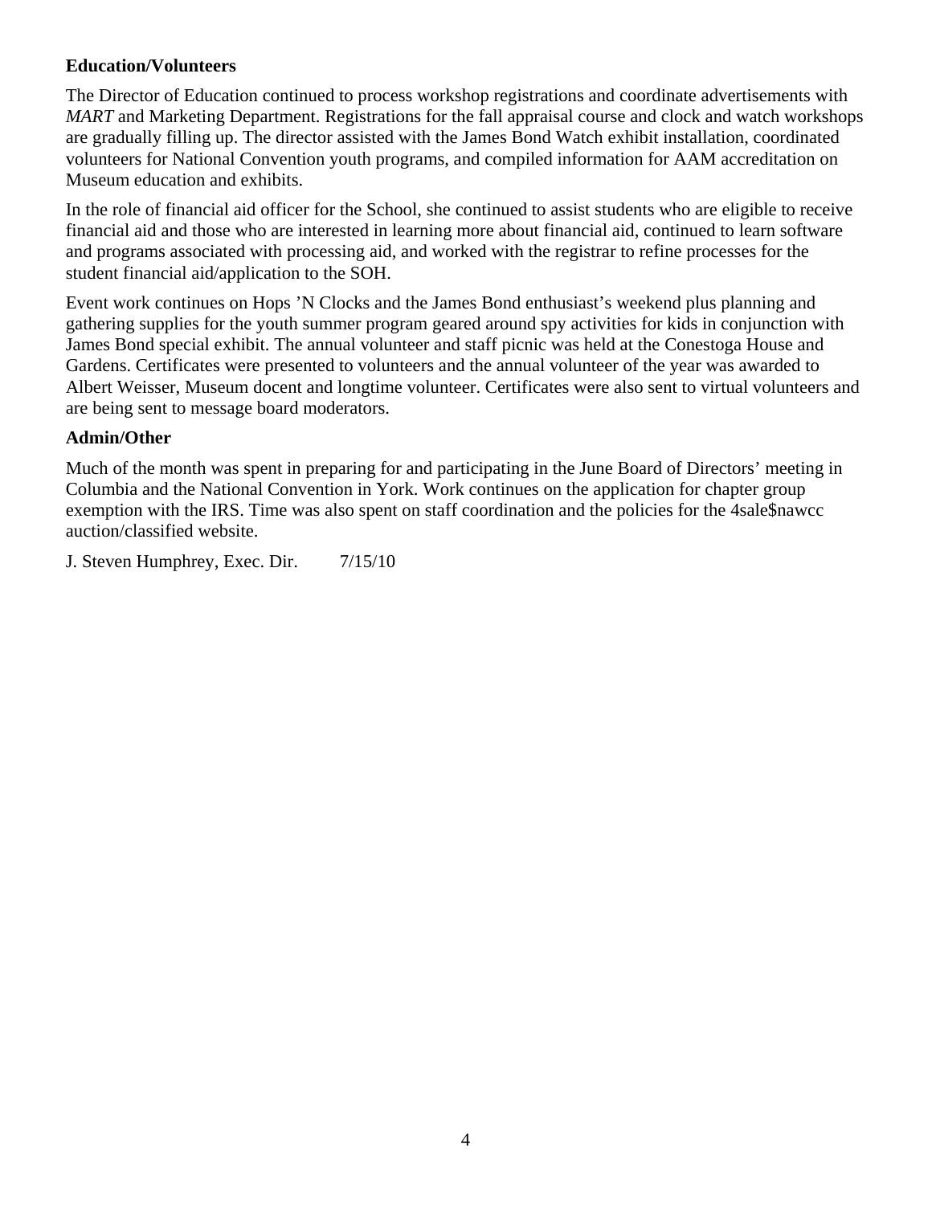**Education/Volunteers**

The Director of Education continued to process workshop registrations and coordinate advertisements with *MART* and Marketing Department. Registrations for the fall appraisal course and clock and watch workshops are gradually filling up. The director assisted with the James Bond Watch exhibit installation, coordinated volunteers for National Convention youth programs, and compiled information for AAM accreditation on Museum education and exhibits.

In the role of financial aid officer for the School, she continued to assist students who are eligible to receive financial aid and those who are interested in learning more about financial aid, continued to learn software and programs associated with processing aid, and worked with the registrar to refine processes for the student financial aid/application to the SOH.

Event work continues on Hops 'N Clocks and the James Bond enthusiast's weekend plus planning and gathering supplies for the youth summer program geared around spy activities for kids in conjunction with James Bond special exhibit. The annual volunteer and staff picnic was held at the Conestoga House and Gardens. Certificates were presented to volunteers and the annual volunteer of the year was awarded to Albert Weisser, Museum docent and longtime volunteer. Certificates were also sent to virtual volunteers and are being sent to message board moderators.

**Admin/Other**

Much of the month was spent in preparing for and participating in the June Board of Directors' meeting in Columbia and the National Convention in York. Work continues on the application for chapter group exemption with the IRS. Time was also spent on staff coordination and the policies for the 4sale$nawcc auction/classified website.

J. Steven Humphrey, Exec. Dir. 7/15/10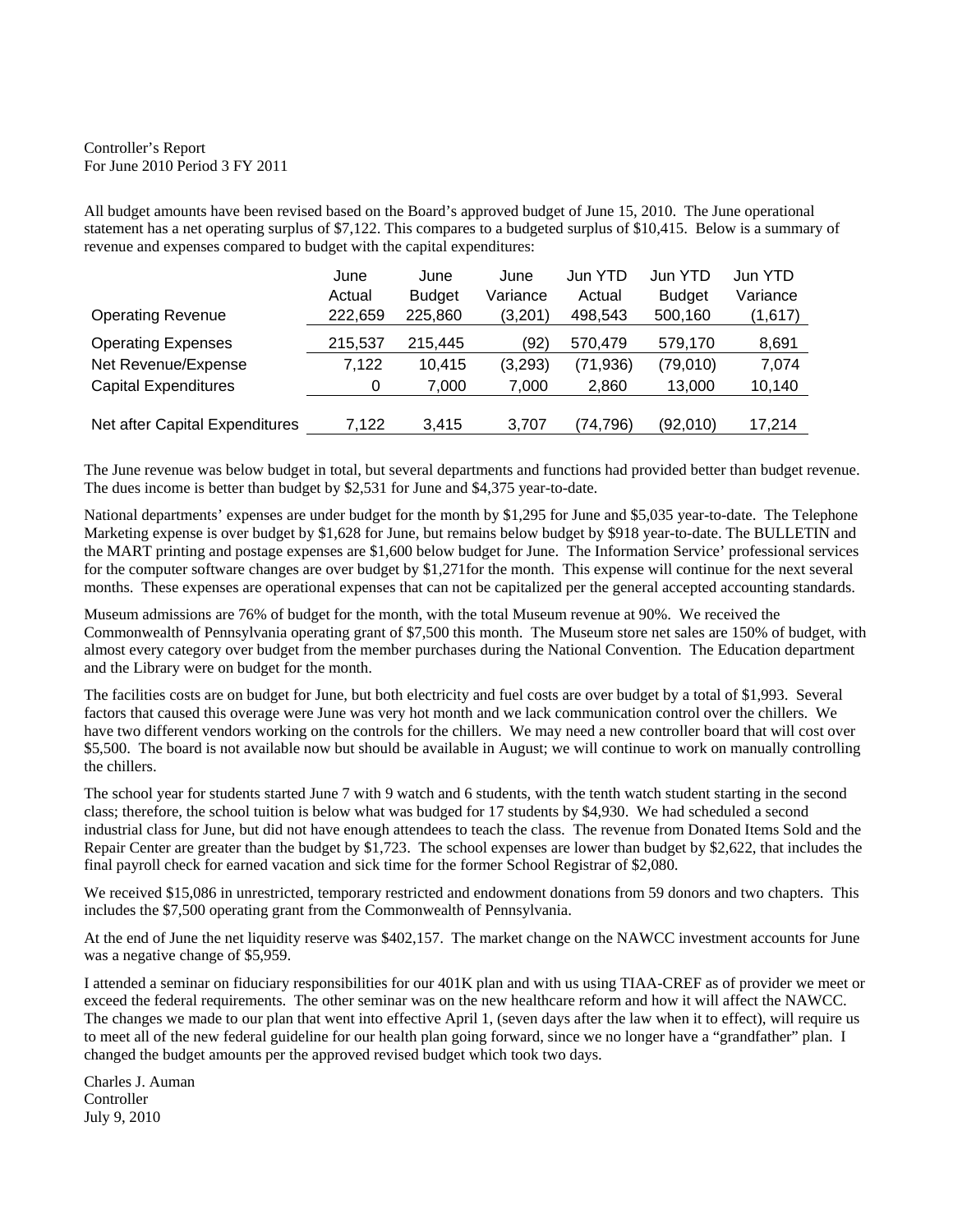Controller's Report
For June 2010 Period 3 FY 2011

All budget amounts have been revised based on the Board's approved budget of June 15, 2010. The June operational statement has a net operating surplus of $7,122. This compares to a budgeted surplus of $10,415. Below is a summary of revenue and expenses compared to budget with the capital expenditures:

| | June Actual | June Budget | June Variance | Jun YTD Actual | Jun YTD Budget | Jun YTD Variance |
|---|---|---|---|---|---|---|
| Operating Revenue | 222,659 | 225,860 | (3,201) | 498,543 | 500,160 | (1,617) |
| Operating Expenses | 215,537 | 215,445 | (92) | 570,479 | 579,170 | 8,691 |
| Net Revenue/Expense | 7,122 | 10,415 | (3,293) | (71,936) | (79,010) | 7,074 |
| Capital Expenditures | 0 | 7,000 | 7,000 | 2,860 | 13,000 | 10,140 |
| Net after Capital Expenditures | 7,122 | 3,415 | 3,707 | (74,796) | (92,010) | 17,214 |

The June revenue was below budget in total, but several departments and functions had provided better than budget revenue. The dues income is better than budget by $2,531 for June and $4,375 year-to-date.

National departments' expenses are under budget for the month by $1,295 for June and $5,035 year-to-date. The Telephone Marketing expense is over budget by $1,628 for June, but remains below budget by $918 year-to-date. The BULLETIN and the MART printing and postage expenses are $1,600 below budget for June. The Information Service' professional services for the computer software changes are over budget by $1,271for the month. This expense will continue for the next several months. These expenses are operational expenses that can not be capitalized per the general accepted accounting standards.

Museum admissions are 76% of budget for the month, with the total Museum revenue at 90%. We received the Commonwealth of Pennsylvania operating grant of $7,500 this month. The Museum store net sales are 150% of budget, with almost every category over budget from the member purchases during the National Convention. The Education department and the Library were on budget for the month.

The facilities costs are on budget for June, but both electricity and fuel costs are over budget by a total of $1,993. Several factors that caused this overage were June was very hot month and we lack communication control over the chillers. We have two different vendors working on the controls for the chillers. We may need a new controller board that will cost over $5,500. The board is not available now but should be available in August; we will continue to work on manually controlling the chillers.

The school year for students started June 7 with 9 watch and 6 students, with the tenth watch student starting in the second class; therefore, the school tuition is below what was budged for 17 students by $4,930. We had scheduled a second industrial class for June, but did not have enough attendees to teach the class. The revenue from Donated Items Sold and the Repair Center are greater than the budget by $1,723. The school expenses are lower than budget by $2,622, that includes the final payroll check for earned vacation and sick time for the former School Registrar of $2,080.

We received $15,086 in unrestricted, temporary restricted and endowment donations from 59 donors and two chapters. This includes the $7,500 operating grant from the Commonwealth of Pennsylvania.

At the end of June the net liquidity reserve was $402,157. The market change on the NAWCC investment accounts for June was a negative change of $5,959.

I attended a seminar on fiduciary responsibilities for our 401K plan and with us using TIAA-CREF as of provider we meet or exceed the federal requirements. The other seminar was on the new healthcare reform and how it will affect the NAWCC. The changes we made to our plan that went into effective April 1, (seven days after the law when it to effect), will require us to meet all of the new federal guideline for our health plan going forward, since we no longer have a "grandfather" plan. I changed the budget amounts per the approved revised budget which took two days.

Charles J. Auman
Controller
July 9, 2010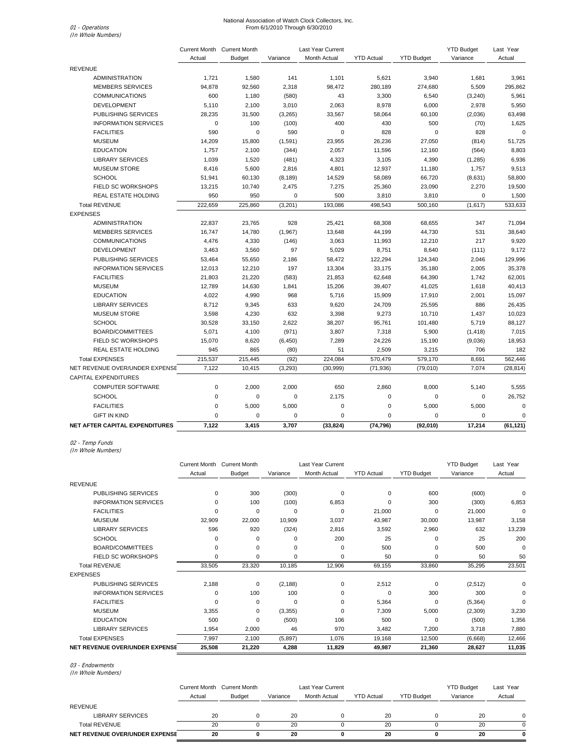National Association of Watch Clock Collectors, Inc.
From 6/1/2010 Through 6/30/2010

*01 - Operations*
*(In Whole Numbers)*

| | Current Month Actual | Current Month Budget | Variance | Last Year Current Month Actual | YTD Actual | YTD Budget | YTD Budget Variance | Last Year Actual |
|---|---|---|---|---|---|---|---|---|
| REVENUE | | | | | | | | |
| ADMINISTRATION | 1,721 | 1,580 | 141 | 1,101 | 5,621 | 3,940 | 1,681 | 3,961 |
| MEMBERS SERVICES | 94,878 | 92,560 | 2,318 | 98,472 | 280,189 | 274,680 | 5,509 | 295,862 |
| COMMUNICATIONS | 600 | 1,180 | (580) | 43 | 3,300 | 6,540 | (3,240) | 5,961 |
| DEVELOPMENT | 5,110 | 2,100 | 3,010 | 2,063 | 8,978 | 6,000 | 2,978 | 5,950 |
| PUBLISHING SERVICES | 28,235 | 31,500 | (3,265) | 33,567 | 58,064 | 60,100 | (2,036) | 63,498 |
| INFORMATION SERVICES | 0 | 100 | (100) | 400 | 430 | 500 | (70) | 1,625 |
| FACILITIES | 590 | 0 | 590 | 0 | 828 | 0 | 828 | 0 |
| MUSEUM | 14,209 | 15,800 | (1,591) | 23,955 | 26,236 | 27,050 | (814) | 51,725 |
| EDUCATION | 1,757 | 2,100 | (344) | 2,057 | 11,596 | 12,160 | (564) | 8,803 |
| LIBRARY SERVICES | 1,039 | 1,520 | (481) | 4,323 | 3,105 | 4,390 | (1,285) | 6,936 |
| MUSEUM STORE | 8,416 | 5,600 | 2,816 | 4,801 | 12,937 | 11,180 | 1,757 | 9,513 |
| SCHOOL | 51,941 | 60,130 | (8,189) | 14,529 | 58,089 | 66,720 | (8,631) | 58,800 |
| FIELD SC WORKSHOPS | 13,215 | 10,740 | 2,475 | 7,275 | 25,360 | 23,090 | 2,270 | 19,500 |
| REAL ESTATE HOLDING | 950 | 950 | 0 | 500 | 3,810 | 3,810 | 0 | 1,500 |
| Total REVENUE | 222,659 | 225,860 | (3,201) | 193,086 | 498,543 | 500,160 | (1,617) | 533,633 |
| EXPENSES | | | | | | | | |
| ADMINISTRATION | 22,837 | 23,765 | 928 | 25,421 | 68,308 | 68,655 | 347 | 71,094 |
| MEMBERS SERVICES | 16,747 | 14,780 | (1,967) | 13,648 | 44,199 | 44,730 | 531 | 38,640 |
| COMMUNICATIONS | 4,476 | 4,330 | (146) | 3,063 | 11,993 | 12,210 | 217 | 9,920 |
| DEVELOPMENT | 3,463 | 3,560 | 97 | 5,029 | 8,751 | 8,640 | (111) | 9,172 |
| PUBLISHING SERVICES | 53,464 | 55,650 | 2,186 | 58,472 | 122,294 | 124,340 | 2,046 | 129,996 |
| INFORMATION SERVICES | 12,013 | 12,210 | 197 | 13,304 | 33,175 | 35,180 | 2,005 | 35,378 |
| FACILITIES | 21,803 | 21,220 | (583) | 21,853 | 62,648 | 64,390 | 1,742 | 62,001 |
| MUSEUM | 12,789 | 14,630 | 1,841 | 15,206 | 39,407 | 41,025 | 1,618 | 40,413 |
| EDUCATION | 4,022 | 4,990 | 968 | 5,716 | 15,909 | 17,910 | 2,001 | 15,097 |
| LIBRARY SERVICES | 8,712 | 9,345 | 633 | 9,620 | 24,709 | 25,595 | 886 | 26,435 |
| MUSEUM STORE | 3,598 | 4,230 | 632 | 3,398 | 9,273 | 10,710 | 1,437 | 10,023 |
| SCHOOL | 30,528 | 33,150 | 2,622 | 38,207 | 95,761 | 101,480 | 5,719 | 88,127 |
| BOARD/COMMITTEES | 5,071 | 4,100 | (971) | 3,807 | 7,318 | 5,900 | (1,418) | 7,015 |
| FIELD SC WORKSHOPS | 15,070 | 8,620 | (6,450) | 7,289 | 24,226 | 15,190 | (9,036) | 18,953 |
| REAL ESTATE HOLDING | 945 | 865 | (80) | 51 | 2,509 | 3,215 | 706 | 182 |
| Total EXPENSES | 215,537 | 215,445 | (92) | 224,084 | 570,479 | 579,170 | 8,691 | 562,446 |
| NET REVENUE OVER/UNDER EXPENSE | 7,122 | 10,415 | (3,293) | (30,999) | (71,936) | (79,010) | 7,074 | (28,814) |
| CAPITAL EXPENDITURES | | | | | | | | |
| COMPUTER SOFTWARE | 0 | 2,000 | 2,000 | 650 | 2,860 | 8,000 | 5,140 | 5,555 |
| SCHOOL | 0 | 0 | 0 | 2,175 | 0 | 0 | 0 | 26,752 |
| FACILITIES | 0 | 5,000 | 5,000 | 0 | 0 | 5,000 | 5,000 | 0 |
| GIFT IN KIND | 0 | 0 | 0 | 0 | 0 | 0 | 0 | 0 |
| **NET AFTER CAPITAL EXPENDITURES** | **7,122** | **3,415** | **3,707** | **(33,824)** | **(74,796)** | **(92,010)** | **17,214** | **(61,121)** |

*02 - Temp Funds*
*(In Whole Numbers)*

| | Current Month Actual | Current Month Budget | Variance | Last Year Current Month Actual | YTD Actual | YTD Budget | YTD Budget Variance | Last Year Actual |
|---|---|---|---|---|---|---|---|---|
| REVENUE | | | | | | | | |
| PUBLISHING SERVICES | 0 | 300 | (300) | 0 | 0 | 600 | (600) | 0 |
| INFORMATION SERVICES | 0 | 100 | (100) | 6,853 | 0 | 300 | (300) | 6,853 |
| FACILITIES | 0 | 0 | 0 | 0 | 21,000 | 0 | 21,000 | 0 |
| MUSEUM | 32,909 | 22,000 | 10,909 | 3,037 | 43,987 | 30,000 | 13,987 | 3,158 |
| LIBRARY SERVICES | 596 | 920 | (324) | 2,816 | 3,592 | 2,960 | 632 | 13,239 |
| SCHOOL | 0 | 0 | 0 | 200 | 25 | 0 | 25 | 200 |
| BOARD/COMMITTEES | 0 | 0 | 0 | 0 | 500 | 0 | 500 | 0 |
| FIELD SC WORKSHOPS | 0 | 0 | 0 | 0 | 50 | 0 | 50 | 50 |
| Total REVENUE | 33,505 | 23,320 | 10,185 | 12,906 | 69,155 | 33,860 | 35,295 | 23,501 |
| EXPENSES | | | | | | | | |
| PUBLISHING SERVICES | 2,188 | 0 | (2,188) | 0 | 2,512 | 0 | (2,512) | 0 |
| INFORMATION SERVICES | 0 | 100 | 100 | 0 | 0 | 300 | 300 | 0 |
| FACILITIES | 0 | 0 | 0 | 0 | 5,364 | 0 | (5,364) | 0 |
| MUSEUM | 3,355 | 0 | (3,355) | 0 | 7,309 | 5,000 | (2,309) | 3,230 |
| EDUCATION | 500 | 0 | (500) | 106 | 500 | 0 | (500) | 1,356 |
| LIBRARY SERVICES | 1,954 | 2,000 | 46 | 970 | 3,482 | 7,200 | 3,718 | 7,880 |
| Total EXPENSES | 7,997 | 2,100 | (5,897) | 1,076 | 19,168 | 12,500 | (6,668) | 12,466 |
| **NET REVENUE OVER/UNDER EXPENSE** | **25,508** | **21,220** | **4,288** | **11,829** | **49,987** | **21,360** | **28,627** | **11,035** |

*03 - Endowments*
*(In Whole Numbers)*

| | Current Month Actual | Current Month Budget | Variance | Last Year Current Month Actual | YTD Actual | YTD Budget | YTD Budget Variance | Last Year Actual |
|---|---|---|---|---|---|---|---|---|
| REVENUE | | | | | | | | |
| LIBRARY SERVICES | 20 | 0 | 20 | 0 | 20 | 0 | 20 | 0 |
| Total REVENUE | 20 | 0 | 20 | 0 | 20 | 0 | 20 | 0 |
| **NET REVENUE OVER/UNDER EXPENSE** | **20** | **0** | **20** | **0** | **20** | **0** | **20** | **0** |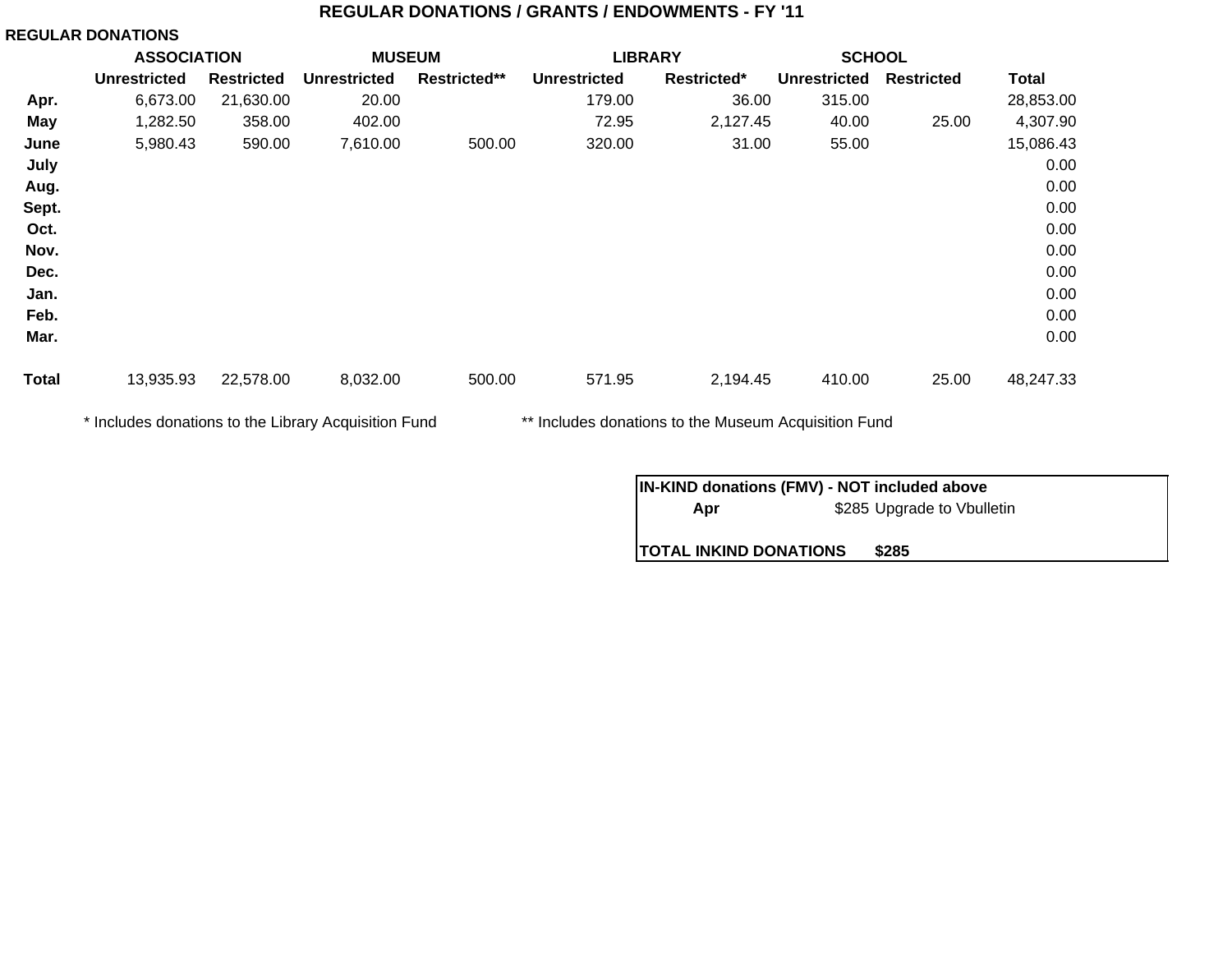# REGULAR DONATIONS / GRANTS / ENDOWMENTS - FY '11

## REGULAR DONATIONS

| | ASSOCIATION | | MUSEUM | | LIBRARY | | SCHOOL | | |
|---|---|---|---|---|---|---|---|---|---|
| | Unrestricted | Restricted | Unrestricted | Restricted** | Unrestricted | Restricted* | Unrestricted | Restricted | Total |
| Apr. | 6,673.00 | 21,630.00 | 20.00 | | 179.00 | 36.00 | 315.00 | | 28,853.00 |
| May | 1,282.50 | 358.00 | 402.00 | | 72.95 | 2,127.45 | 40.00 | 25.00 | 4,307.90 |
| June | 5,980.43 | 590.00 | 7,610.00 | 500.00 | 320.00 | 31.00 | 55.00 | | 15,086.43 |
| July | | | | | | | | | 0.00 |
| Aug. | | | | | | | | | 0.00 |
| Sept. | | | | | | | | | 0.00 |
| Oct. | | | | | | | | | 0.00 |
| Nov. | | | | | | | | | 0.00 |
| Dec. | | | | | | | | | 0.00 |
| Jan. | | | | | | | | | 0.00 |
| Feb. | | | | | | | | | 0.00 |
| Mar. | | | | | | | | | 0.00 |
| Total | 13,935.93 | 22,578.00 | 8,032.00 | 500.00 | 571.95 | 2,194.45 | 410.00 | 25.00 | 48,247.33 |

* Includes donations to the Library Acquisition Fund

** Includes donations to the Museum Acquisition Fund

| IN-KIND donations (FMV) - NOT included above | | |
|---|---|---|
| Apr | $285 | Upgrade to Vbulletin |
| TOTAL INKIND DONATIONS | | $285 |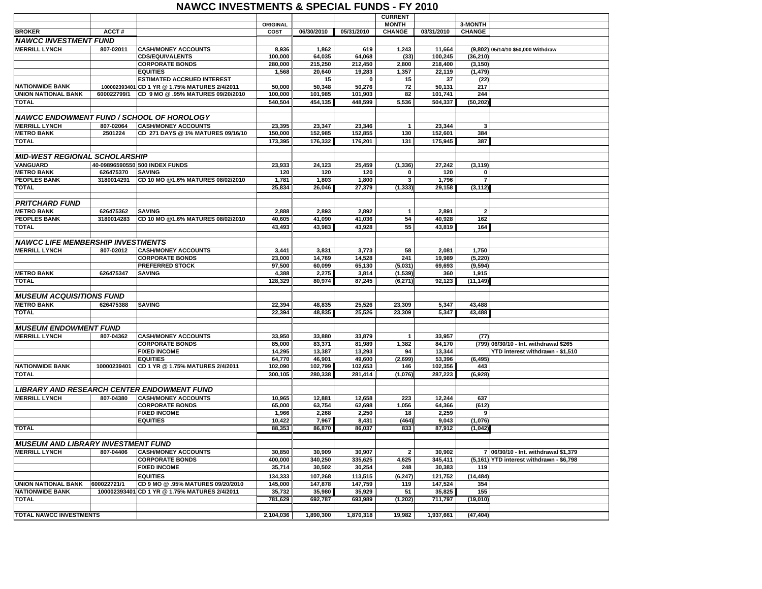# NAWCC INVESTMENTS & SPECIAL FUNDS - FY 2010

| BROKER | ACCT # | | ORIGINAL COST | 06/30/2010 | 05/31/2010 | CURRENT MONTH CHANGE | 03/31/2010 | 3-MONTH CHANGE | |
|---|---|---|---|---|---|---|---|---|---|
| ***NAWCC INVESTMENT FUND*** | | | | | | | | | |
| MERRILL LYNCH | 807-02011 | CASH/MONEY ACCOUNTS | 8,936 | 1,862 | 619 | 1,243 | 11,664 | (9,802) | 05/14/10 $50,000 Withdraw |
| | | CDS/EQUIVALENTS | 100,000 | 64,035 | 64,068 | (33) | 100,245 | (36,210) | |
| | | CORPORATE BONDS | 280,000 | 215,250 | 212,450 | 2,800 | 218,400 | (3,150) | |
| | | EQUITIES | 1,568 | 20,640 | 19,283 | 1,357 | 22,119 | (1,479) | |
| | | ESTIMATED ACCRUED INTEREST | | 15 | 0 | 15 | 37 | (22) | |
| NATIONWIDE BANK | 100002393401 | CD 1 YR @ 1.75% MATURES 2/4/2011 | 50,000 | 50,348 | 50,276 | 72 | 50,131 | 217 | |
| UNION NATIONAL BANK | 600022799/1 | CD 9 MO @ .95% MATURES 09/20/2010 | 100,000 | 101,985 | 101,903 | 82 | 101,741 | 244 | |
| TOTAL | | | 540,504 | 454,135 | 448,599 | 5,536 | 504,337 | (50,202) | |
| ***NAWCC ENDOWMENT FUND / SCHOOL OF HOROLOGY*** | | | | | | | | | |
| MERRILL LYNCH | 807-02064 | CASH/MONEY ACCOUNTS | 23,395 | 23,347 | 23,346 | 1 | 23,344 | 3 | |
| METRO BANK | 2501224 | CD 271 DAYS @ 1% MATURES 09/16/10 | 150,000 | 152,985 | 152,855 | 130 | 152,601 | 384 | |
| TOTAL | | | 173,395 | 176,332 | 176,201 | 131 | 175,945 | 387 | |
| ***MID-WEST REGIONAL SCHOLARSHIP*** | | | | | | | | | |
| VANGUARD | 40-09896590550 | 500 INDEX FUNDS | 23,933 | 24,123 | 25,459 | (1,336) | 27,242 | (3,119) | |
| METRO BANK | 626475370 | SAVING | 120 | 120 | 120 | 0 | 120 | 0 | |
| PEOPLES BANK | 3180014291 | CD 10 MO @1.6% MATURES 08/02/2010 | 1,781 | 1,803 | 1,800 | 3 | 1,796 | 7 | |
| TOTAL | | | 25,834 | 26,046 | 27,379 | (1,333) | 29,158 | (3,112) | |
| ***PRITCHARD FUND*** | | | | | | | | | |
| METRO BANK | 626475362 | SAVING | 2,888 | 2,893 | 2,892 | 1 | 2,891 | 2 | |
| PEOPLES BANK | 3180014283 | CD 10 MO @1.6% MATURES 08/02/2010 | 40,605 | 41,090 | 41,036 | 54 | 40,928 | 162 | |
| TOTAL | | | 43,493 | 43,983 | 43,928 | 55 | 43,819 | 164 | |
| ***NAWCC LIFE MEMBERSHIP INVESTMENTS*** | | | | | | | | | |
| MERRILL LYNCH | 807-02012 | CASH/MONEY ACCOUNTS | 3,441 | 3,831 | 3,773 | 58 | 2,081 | 1,750 | |
| | | CORPORATE BONDS | 23,000 | 14,769 | 14,528 | 241 | 19,989 | (5,220) | |
| | | PREFERRED STOCK | 97,500 | 60,099 | 65,130 | (5,031) | 69,693 | (9,594) | |
| METRO BANK | 626475347 | SAVING | 4,388 | 2,275 | 3,814 | (1,539) | 360 | 1,915 | |
| TOTAL | | | 128,329 | 80,974 | 87,245 | (6,271) | 92,123 | (11,149) | |
| ***MUSEUM ACQUISITIONS FUND*** | | | | | | | | | |
| METRO BANK | 626475388 | SAVING | 22,394 | 48,835 | 25,526 | 23,309 | 5,347 | 43,488 | |
| TOTAL | | | 22,394 | 48,835 | 25,526 | 23,309 | 5,347 | 43,488 | |
| ***MUSEUM ENDOWMENT FUND*** | | | | | | | | | |
| MERRILL LYNCH | 807-04362 | CASH/MONEY ACCOUNTS | 33,950 | 33,880 | 33,879 | 1 | 33,957 | (77) | |
| | | CORPORATE BONDS | 85,000 | 83,371 | 81,989 | 1,382 | 84,170 | (799) | 06/30/10 - Int. withdrawal $265 |
| | | FIXED INCOME | 14,295 | 13,387 | 13,293 | 94 | 13,344 | | YTD interest withdrawn - $1,510 |
| | | EQUITIES | 64,770 | 46,901 | 49,600 | (2,699) | 53,396 | (6,495) | |
| NATIONWIDE BANK | 10000239401 | CD 1 YR @ 1.75% MATURES 2/4/2011 | 102,090 | 102,799 | 102,653 | 146 | 102,356 | 443 | |
| TOTAL | | | 300,105 | 280,338 | 281,414 | (1,076) | 287,223 | (6,928) | |
| ***LIBRARY AND RESEARCH CENTER ENDOWMENT FUND*** | | | | | | | | | |
| MERRILL LYNCH | 807-04380 | CASH/MONEY ACCOUNTS | 10,965 | 12,881 | 12,658 | 223 | 12,244 | 637 | |
| | | CORPORATE BONDS | 65,000 | 63,754 | 62,698 | 1,056 | 64,366 | (612) | |
| | | FIXED INCOME | 1,966 | 2,268 | 2,250 | 18 | 2,259 | 9 | |
| | | EQUITIES | 10,422 | 7,967 | 8,431 | (464) | 9,043 | (1,076) | |
| TOTAL | | | 88,353 | 86,870 | 86,037 | 833 | 87,912 | (1,042) | |
| ***MUSEUM AND LIBRARY INVESTMENT FUND*** | | | | | | | | | |
| MERRILL LYNCH | 807-04406 | CASH/MONEY ACCOUNTS | 30,850 | 30,909 | 30,907 | 2 | 30,902 | 7 | 06/30/10 - Int. withdrawal $1,379 |
| | | CORPORATE BONDS | 400,000 | 340,250 | 335,625 | 4,625 | 345,411 | (5,161) | YTD interest withdrawn - $6,798 |
| | | FIXED INCOME | 35,714 | 30,502 | 30,254 | 248 | 30,383 | 119 | |
| | | EQUITIES | 134,333 | 107,268 | 113,515 | (6,247) | 121,752 | (14,484) | |
| UNION NATIONAL BANK | 600022721/1 | CD 9 MO @ .95% MATURES 09/20/2010 | 145,000 | 147,878 | 147,759 | 119 | 147,524 | 354 | |
| NATIONWIDE BANK | 100002393401 | CD 1 YR @ 1.75% MATURES 2/4/2011 | 35,732 | 35,980 | 35,929 | 51 | 35,825 | 155 | |
| TOTAL | | | 781,629 | 692,787 | 693,989 | (1,202) | 711,797 | (19,010) | |
| **TOTAL NAWCC INVESTMENTS** | | | 2,104,036 | 1,890,300 | 1,870,318 | 19,982 | 1,937,661 | (47,404) | |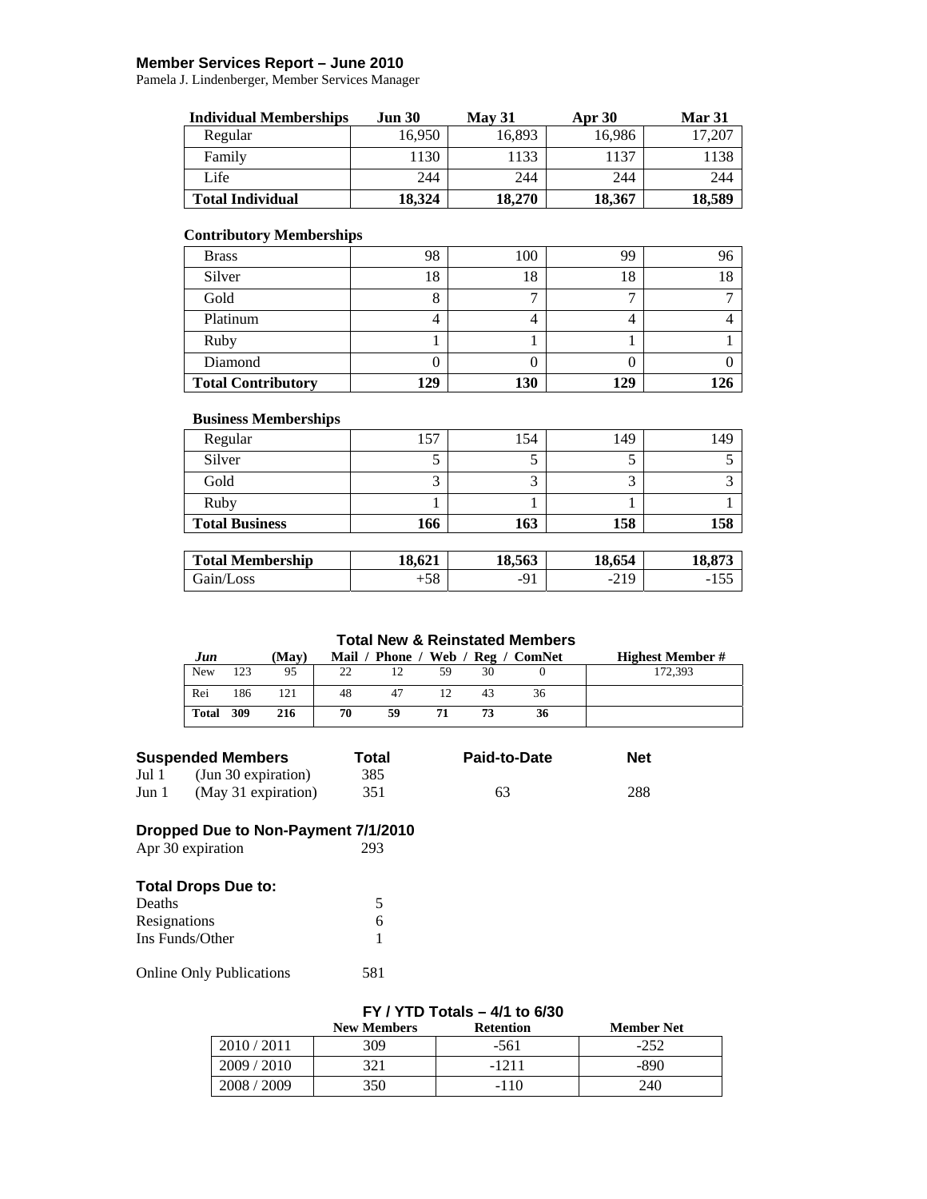**Member Services Report – June 2010**
Pamela J. Lindenberger, Member Services Manager

| Individual Memberships | Jun 30 | May 31 | Apr 30 | Mar 31 |
|---|---|---|---|---|
| Regular | 16,950 | 16,893 | 16,986 | 17,207 |
| Family | 1130 | 1133 | 1137 | 1138 |
| Life | 244 | 244 | 244 | 244 |
| **Total Individual** | **18,324** | **18,270** | **18,367** | **18,589** |

**Contributory Memberships**

| | | | | |
|---|---|---|---|---|
| Brass | 98 | 100 | 99 | 96 |
| Silver | 18 | 18 | 18 | 18 |
| Gold | 8 | 7 | 7 | 7 |
| Platinum | 4 | 4 | 4 | 4 |
| Ruby | 1 | 1 | 1 | 1 |
| Diamond | 0 | 0 | 0 | 0 |
| **Total Contributory** | **129** | **130** | **129** | **126** |

**Business Memberships**

| | | | | |
|---|---|---|---|---|
| Regular | 157 | 154 | 149 | 149 |
| Silver | 5 | 5 | 5 | 5 |
| Gold | 3 | 3 | 3 | 3 |
| Ruby | 1 | 1 | 1 | 1 |
| **Total Business** | **166** | **163** | **158** | **158** |

| | | | | |
|---|---|---|---|---|
| **Total Membership** | **18,621** | **18,563** | **18,654** | **18,873** |
| Gain/Loss | +58 | -91 | -219 | -155 |

**Total New & Reinstated Members**

| *Jun* | | (May) | Mail | Phone | Web | Reg | ComNet | Highest Member # |
|---|---|---|---|---|---|---|---|---|
| New | 123 | 95 | 22 | 12 | 59 | 30 | 0 | 172,393 |
| Rei | 186 | 121 | 48 | 47 | 12 | 43 | 36 | |
| **Total** | **309** | **216** | **70** | **59** | **71** | **73** | **36** | |

| Suspended Members | | Total | Paid-to-Date | Net |
|---|---|---|---|---|
| Jul 1 | (Jun 30 expiration) | 385 | | |
| Jun 1 | (May 31 expiration) | 351 | 63 | 288 |

**Dropped Due to Non-Payment 7/1/2010**

Apr 30 expiration 293

**Total Drops Due to:**

| | |
|---|---|
| Deaths | 5 |
| Resignations | 6 |
| Ins Funds/Other | 1 |

Online Only Publications 581

**FY / YTD Totals – 4/1 to 6/30**

| | New Members | Retention | Member Net |
|---|---|---|---|
| 2010 / 2011 | 309 | -561 | -252 |
| 2009 / 2010 | 321 | -1211 | -890 |
| 2008 / 2009 | 350 | -110 | 240 |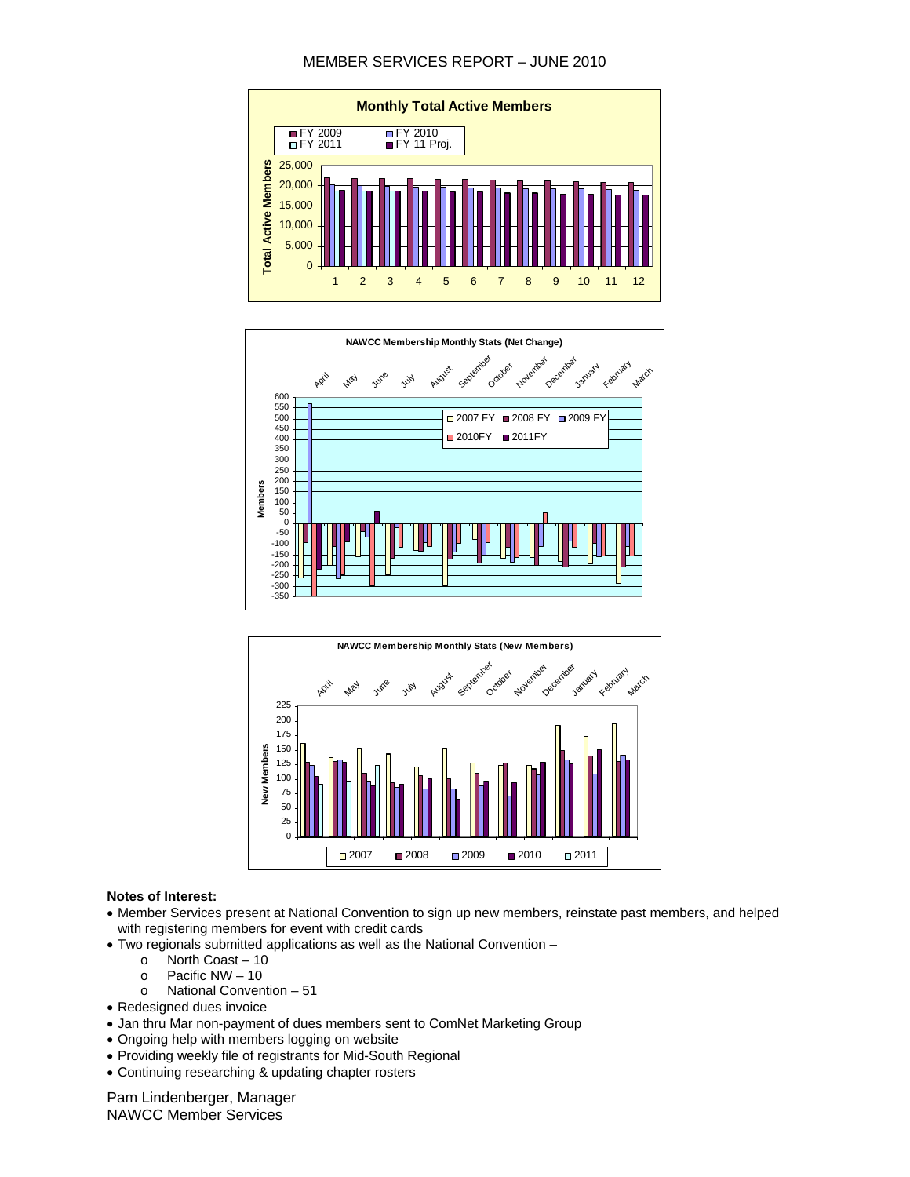MEMBER SERVICES REPORT – JUNE 2010

**Notes of Interest:**

- Member Services present at National Convention to sign up new members, reinstate past members, and helped with registering members for event with credit cards
- Two regionals submitted applications as well as the National Convention –
  - o North Coast – 10
  - o Pacific NW – 10
  - o National Convention – 51
- Redesigned dues invoice
- Jan thru Mar non-payment of dues members sent to ComNet Marketing Group
- Ongoing help with members logging on website
- Providing weekly file of registrants for Mid-South Regional
- Continuing researching & updating chapter rosters

Pam Lindenberger, Manager
NAWCC Member Services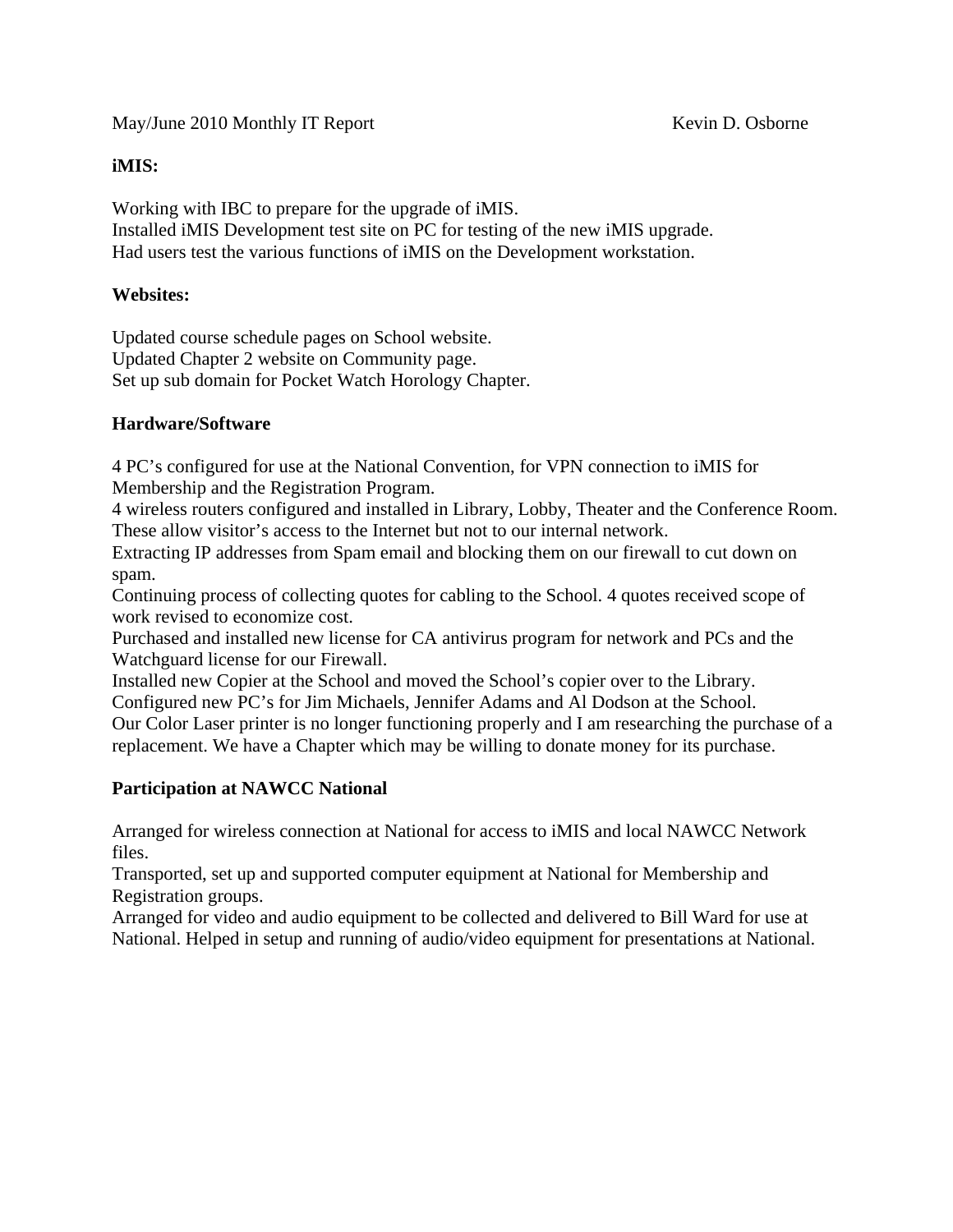May/June 2010 Monthly IT Report                                                Kevin D. Osborne

**iMIS:**

Working with IBC to prepare for the upgrade of iMIS.
Installed iMIS Development test site on PC for testing of the new iMIS upgrade.
Had users test the various functions of iMIS on the Development workstation.

**Websites:**

Updated course schedule pages on School website.
Updated Chapter 2 website on Community page.
Set up sub domain for Pocket Watch Horology Chapter.

**Hardware/Software**

4 PC's configured for use at the National Convention, for VPN connection to iMIS for Membership and the Registration Program.
4 wireless routers configured and installed in Library, Lobby, Theater and the Conference Room. These allow visitor's access to the Internet but not to our internal network.
Extracting IP addresses from Spam email and blocking them on our firewall to cut down on spam.
Continuing process of collecting quotes for cabling to the School. 4 quotes received scope of work revised to economize cost.
Purchased and installed new license for CA antivirus program for network and PCs and the Watchguard license for our Firewall.
Installed new Copier at the School and moved the School's copier over to the Library.
Configured new PC's for Jim Michaels, Jennifer Adams and Al Dodson at the School.
Our Color Laser printer is no longer functioning properly and I am researching the purchase of a replacement. We have a Chapter which may be willing to donate money for its purchase.

**Participation at NAWCC National**

Arranged for wireless connection at National for access to iMIS and local NAWCC Network files.
Transported, set up and supported computer equipment at National for Membership and Registration groups.
Arranged for video and audio equipment to be collected and delivered to Bill Ward for use at National. Helped in setup and running of audio/video equipment for presentations at National.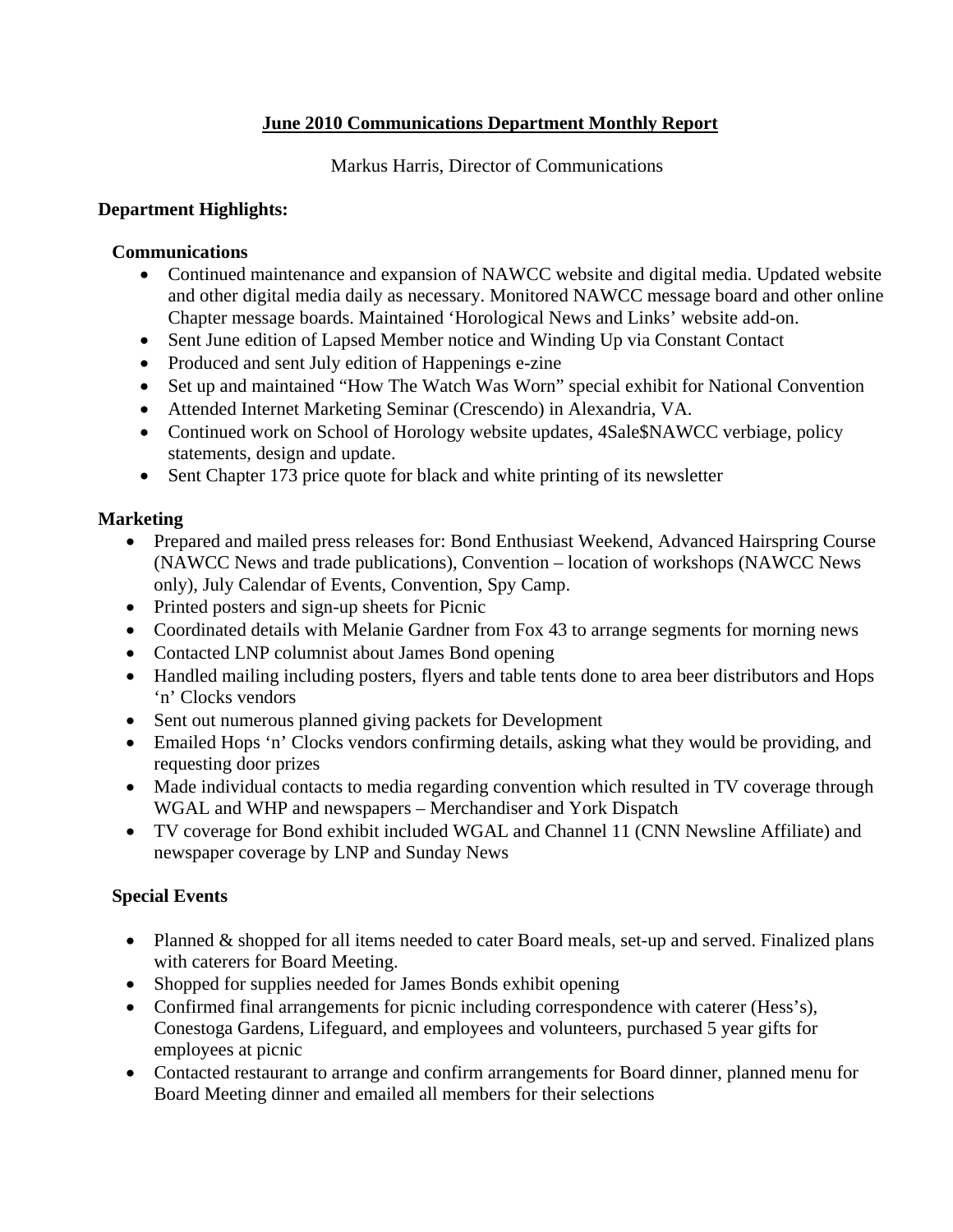# June 2010 Communications Department Monthly Report

Markus Harris, Director of Communications

## Department Highlights:

### Communications

- Continued maintenance and expansion of NAWCC website and digital media. Updated website and other digital media daily as necessary. Monitored NAWCC message board and other online Chapter message boards. Maintained 'Horological News and Links' website add-on.
- Sent June edition of Lapsed Member notice and Winding Up via Constant Contact
- Produced and sent July edition of Happenings e-zine
- Set up and maintained "How The Watch Was Worn" special exhibit for National Convention
- Attended Internet Marketing Seminar (Crescendo) in Alexandria, VA.
- Continued work on School of Horology website updates, 4Sale$NAWCC verbiage, policy statements, design and update.
- Sent Chapter 173 price quote for black and white printing of its newsletter

### Marketing

- Prepared and mailed press releases for: Bond Enthusiast Weekend, Advanced Hairspring Course (NAWCC News and trade publications), Convention – location of workshops (NAWCC News only), July Calendar of Events, Convention, Spy Camp.
- Printed posters and sign-up sheets for Picnic
- Coordinated details with Melanie Gardner from Fox 43 to arrange segments for morning news
- Contacted LNP columnist about James Bond opening
- Handled mailing including posters, flyers and table tents done to area beer distributors and Hops 'n' Clocks vendors
- Sent out numerous planned giving packets for Development
- Emailed Hops 'n' Clocks vendors confirming details, asking what they would be providing, and requesting door prizes
- Made individual contacts to media regarding convention which resulted in TV coverage through WGAL and WHP and newspapers – Merchandiser and York Dispatch
- TV coverage for Bond exhibit included WGAL and Channel 11 (CNN Newsline Affiliate) and newspaper coverage by LNP and Sunday News

### Special Events

- Planned & shopped for all items needed to cater Board meals, set-up and served. Finalized plans with caterers for Board Meeting.
- Shopped for supplies needed for James Bonds exhibit opening
- Confirmed final arrangements for picnic including correspondence with caterer (Hess's), Conestoga Gardens, Lifeguard, and employees and volunteers, purchased 5 year gifts for employees at picnic
- Contacted restaurant to arrange and confirm arrangements for Board dinner, planned menu for Board Meeting dinner and emailed all members for their selections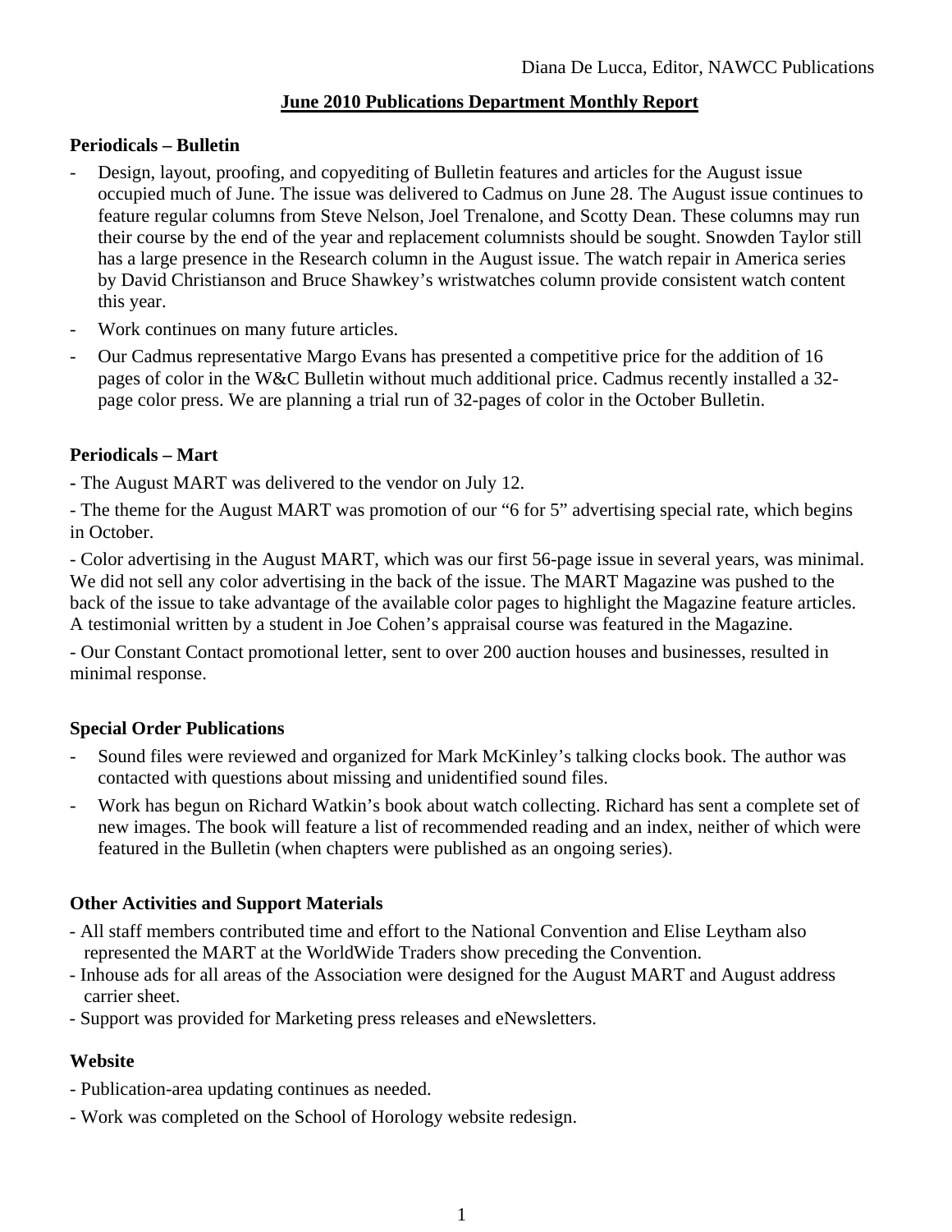Diana De Lucca, Editor, NAWCC Publications

## June 2010 Publications Department Monthly Report

### Periodicals – Bulletin

- Design, layout, proofing, and copyediting of Bulletin features and articles for the August issue occupied much of June. The issue was delivered to Cadmus on June 28. The August issue continues to feature regular columns from Steve Nelson, Joel Trenalone, and Scotty Dean. These columns may run their course by the end of the year and replacement columnists should be sought. Snowden Taylor still has a large presence in the Research column in the August issue. The watch repair in America series by David Christianson and Bruce Shawkey's wristwatches column provide consistent watch content this year.
- Work continues on many future articles.
- Our Cadmus representative Margo Evans has presented a competitive price for the addition of 16 pages of color in the W&C Bulletin without much additional price. Cadmus recently installed a 32-page color press. We are planning a trial run of 32-pages of color in the October Bulletin.

### Periodicals – Mart

- The August MART was delivered to the vendor on July 12.
- The theme for the August MART was promotion of our "6 for 5" advertising special rate, which begins in October.
- Color advertising in the August MART, which was our first 56-page issue in several years, was minimal. We did not sell any color advertising in the back of the issue. The MART Magazine was pushed to the back of the issue to take advantage of the available color pages to highlight the Magazine feature articles. A testimonial written by a student in Joe Cohen's appraisal course was featured in the Magazine.
- Our Constant Contact promotional letter, sent to over 200 auction houses and businesses, resulted in minimal response.

### Special Order Publications

- Sound files were reviewed and organized for Mark McKinley's talking clocks book. The author was contacted with questions about missing and unidentified sound files.
- Work has begun on Richard Watkin's book about watch collecting. Richard has sent a complete set of new images. The book will feature a list of recommended reading and an index, neither of which were featured in the Bulletin (when chapters were published as an ongoing series).

### Other Activities and Support Materials

- All staff members contributed time and effort to the National Convention and Elise Leytham also represented the MART at the WorldWide Traders show preceding the Convention.
- Inhouse ads for all areas of the Association were designed for the August MART and August address carrier sheet.
- Support was provided for Marketing press releases and eNewsletters.

### Website

- Publication-area updating continues as needed.
- Work was completed on the School of Horology website redesign.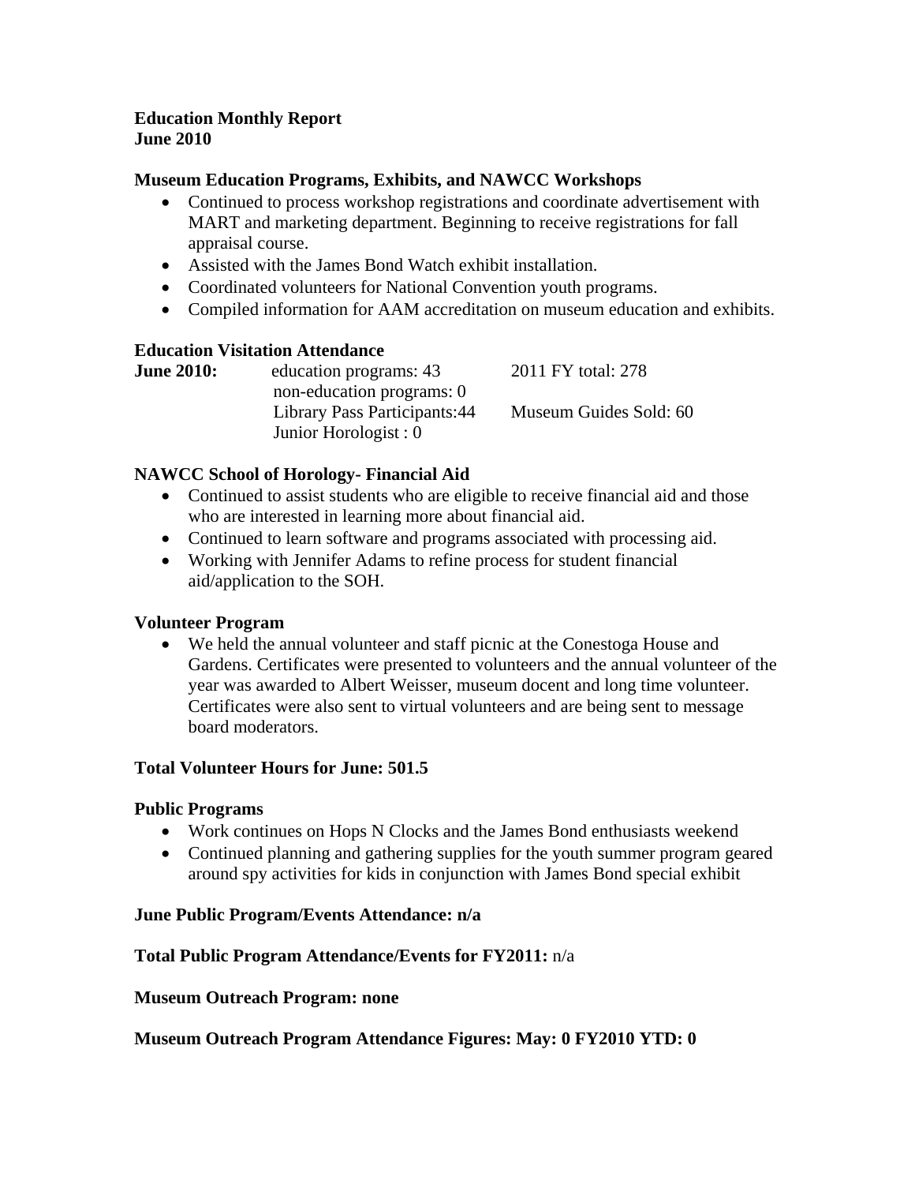**Education Monthly Report**
**June 2010**

**Museum Education Programs, Exhibits, and NAWCC Workshops**

- Continued to process workshop registrations and coordinate advertisement with MART and marketing department. Beginning to receive registrations for fall appraisal course.
- Assisted with the James Bond Watch exhibit installation.
- Coordinated volunteers for National Convention youth programs.
- Compiled information for AAM accreditation on museum education and exhibits.

**Education Visitation Attendance**

| | | |
|---|---|---|
| **June 2010:** | education programs: 43 | 2011 FY total: 278 |
| | non-education programs: 0 | |
| | Library Pass Participants:44 | Museum Guides Sold: 60 |
| | Junior Horologist : 0 | |

**NAWCC School of Horology- Financial Aid**

- Continued to assist students who are eligible to receive financial aid and those who are interested in learning more about financial aid.
- Continued to learn software and programs associated with processing aid.
- Working with Jennifer Adams to refine process for student financial aid/application to the SOH.

**Volunteer Program**

- We held the annual volunteer and staff picnic at the Conestoga House and Gardens. Certificates were presented to volunteers and the annual volunteer of the year was awarded to Albert Weisser, museum docent and long time volunteer. Certificates were also sent to virtual volunteers and are being sent to message board moderators.

**Total Volunteer Hours for June: 501.5**

**Public Programs**

- Work continues on Hops N Clocks and the James Bond enthusiasts weekend
- Continued planning and gathering supplies for the youth summer program geared around spy activities for kids in conjunction with James Bond special exhibit

**June Public Program/Events Attendance: n/a**

**Total Public Program Attendance/Events for FY2011:** n/a

**Museum Outreach Program: none**

**Museum Outreach Program Attendance Figures: May: 0 FY2010 YTD: 0**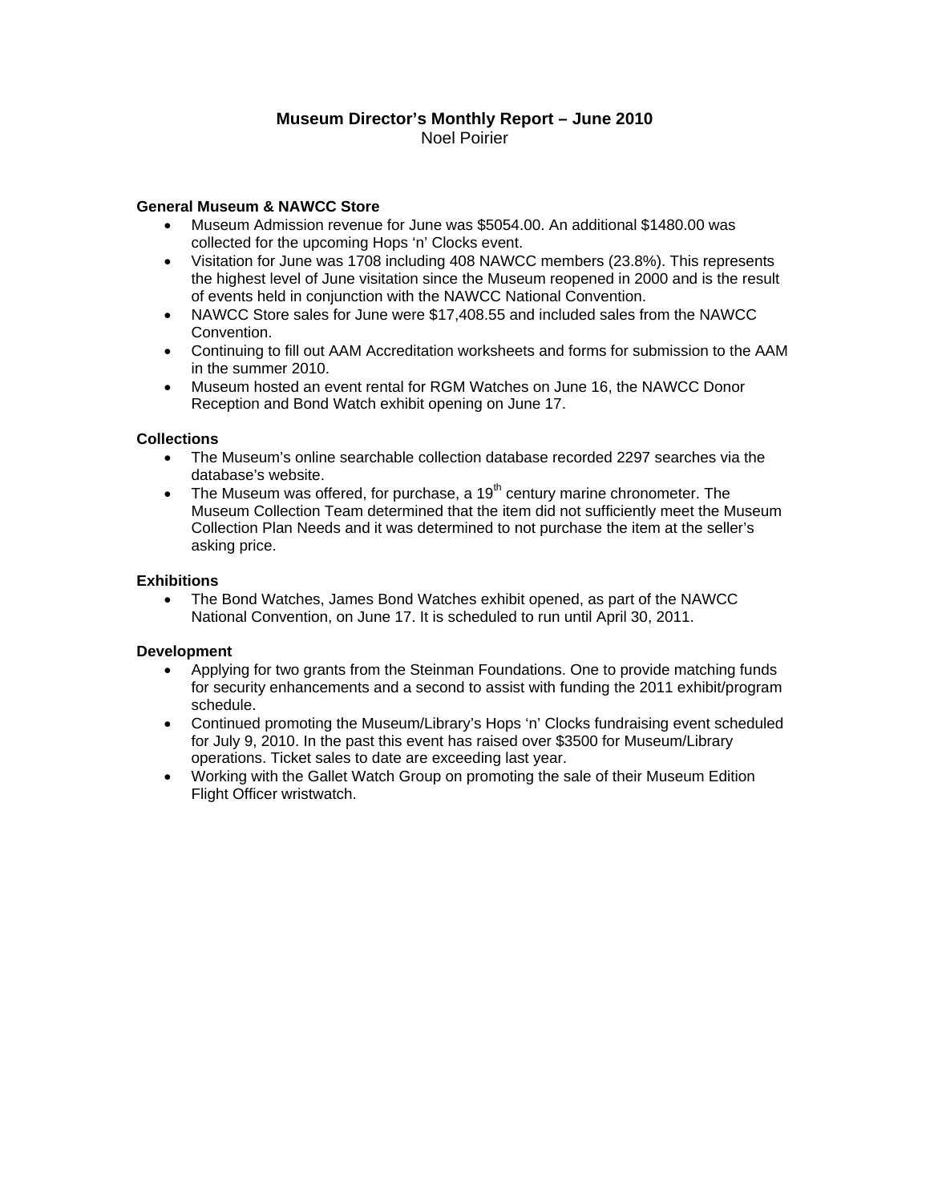# Museum Director's Monthly Report – June 2010

Noel Poirier

**General Museum & NAWCC Store**

- Museum Admission revenue for June was $5054.00. An additional $1480.00 was collected for the upcoming Hops 'n' Clocks event.
- Visitation for June was 1708 including 408 NAWCC members (23.8%). This represents the highest level of June visitation since the Museum reopened in 2000 and is the result of events held in conjunction with the NAWCC National Convention.
- NAWCC Store sales for June were $17,408.55 and included sales from the NAWCC Convention.
- Continuing to fill out AAM Accreditation worksheets and forms for submission to the AAM in the summer 2010.
- Museum hosted an event rental for RGM Watches on June 16, the NAWCC Donor Reception and Bond Watch exhibit opening on June 17.

**Collections**

- The Museum's online searchable collection database recorded 2297 searches via the database's website.
- The Museum was offered, for purchase, a 19th century marine chronometer. The Museum Collection Team determined that the item did not sufficiently meet the Museum Collection Plan Needs and it was determined to not purchase the item at the seller's asking price.

**Exhibitions**

- The Bond Watches, James Bond Watches exhibit opened, as part of the NAWCC National Convention, on June 17. It is scheduled to run until April 30, 2011.

**Development**

- Applying for two grants from the Steinman Foundations. One to provide matching funds for security enhancements and a second to assist with funding the 2011 exhibit/program schedule.
- Continued promoting the Museum/Library's Hops 'n' Clocks fundraising event scheduled for July 9, 2010. In the past this event has raised over $3500 for Museum/Library operations. Ticket sales to date are exceeding last year.
- Working with the Gallet Watch Group on promoting the sale of their Museum Edition Flight Officer wristwatch.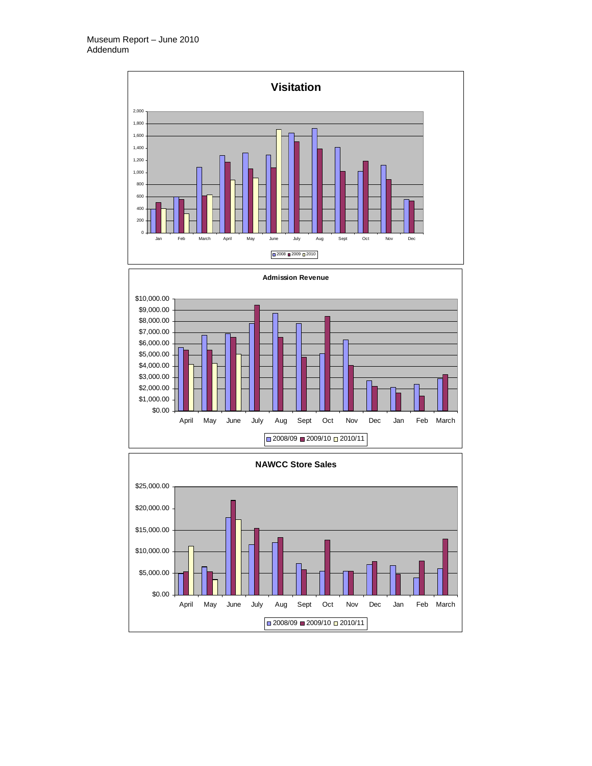Museum Report – June 2010
Addendum

**Visitation**

2,000
1,800
1,600
1,400
1,200
1,000
800
600
400
200
0

Jan Feb March April May June July Aug Sept Oct Nov Dec

2008 2009 2010

**Admission Revenue**

$10,000.00
$9,000.00
$8,000.00
$7,000.00
$6,000.00
$5,000.00
$4,000.00
$3,000.00
$2,000.00
$1,000.00
$0.00

April May June July Aug Sept Oct Nov Dec Jan Feb March

2008/09 2009/10 2010/11

**NAWCC Store Sales**

$25,000.00
$20,000.00
$15,000.00
$10,000.00
$5,000.00
$0.00

April May June July Aug Sept Oct Nov Dec Jan Feb March

2008/09 2009/10 2010/11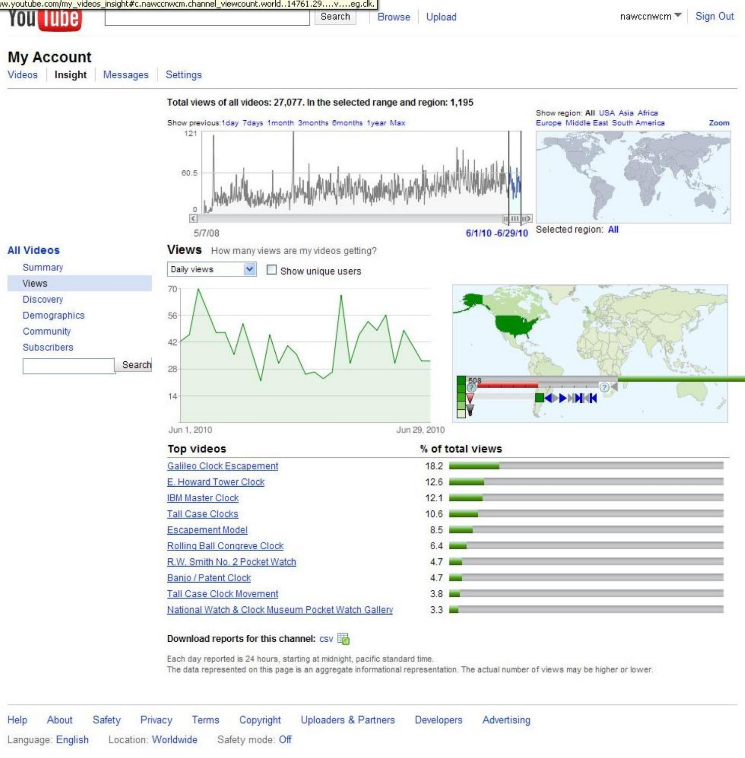# My Account

Videos | **Insight** | Messages | Settings

**Total views of all videos: 27,077. In the selected range and region: 1,195**

Show previous: 1day 7days 1month 3months 6months 1year Max

Show region: **All** USA Asia Africa Europe Middle East South America Zoom

5/7/08 — 6/1/10 -6/29/10

Selected region: **All**

**All Videos**

- Summary
- Views
- Discovery
- Demographics
- Community
- Subscribers

## Views

How many views are my videos getting?

Daily views — Show unique users

Jun 1, 2010 — Jun 29, 2010

| Top videos | % of total views |
|---|---|
| Galileo Clock Escapement | 18.2 |
| E. Howard Tower Clock | 12.6 |
| IBM Master Clock | 12.1 |
| Tall Case Clocks | 10.6 |
| Escapement Model | 8.5 |
| Rolling Ball Congreve Clock | 6.4 |
| R.W. Smith No. 2 Pocket Watch | 4.7 |
| Banjo / Patent Clock | 4.7 |
| Tall Case Clock Movement | 3.8 |
| National Watch & Clock Museum Pocket Watch Gallery | 3.3 |

**Download reports for this channel:** csv

Each day reported is 24 hours, starting at midnight, pacific standard time.
The data represented on this page is an aggregate informational representation. The actual number of views may be higher or lower.

Help About Safety Privacy Terms Copyright Uploaders & Partners Developers Advertising

Language: English Location: Worldwide Safety mode: Off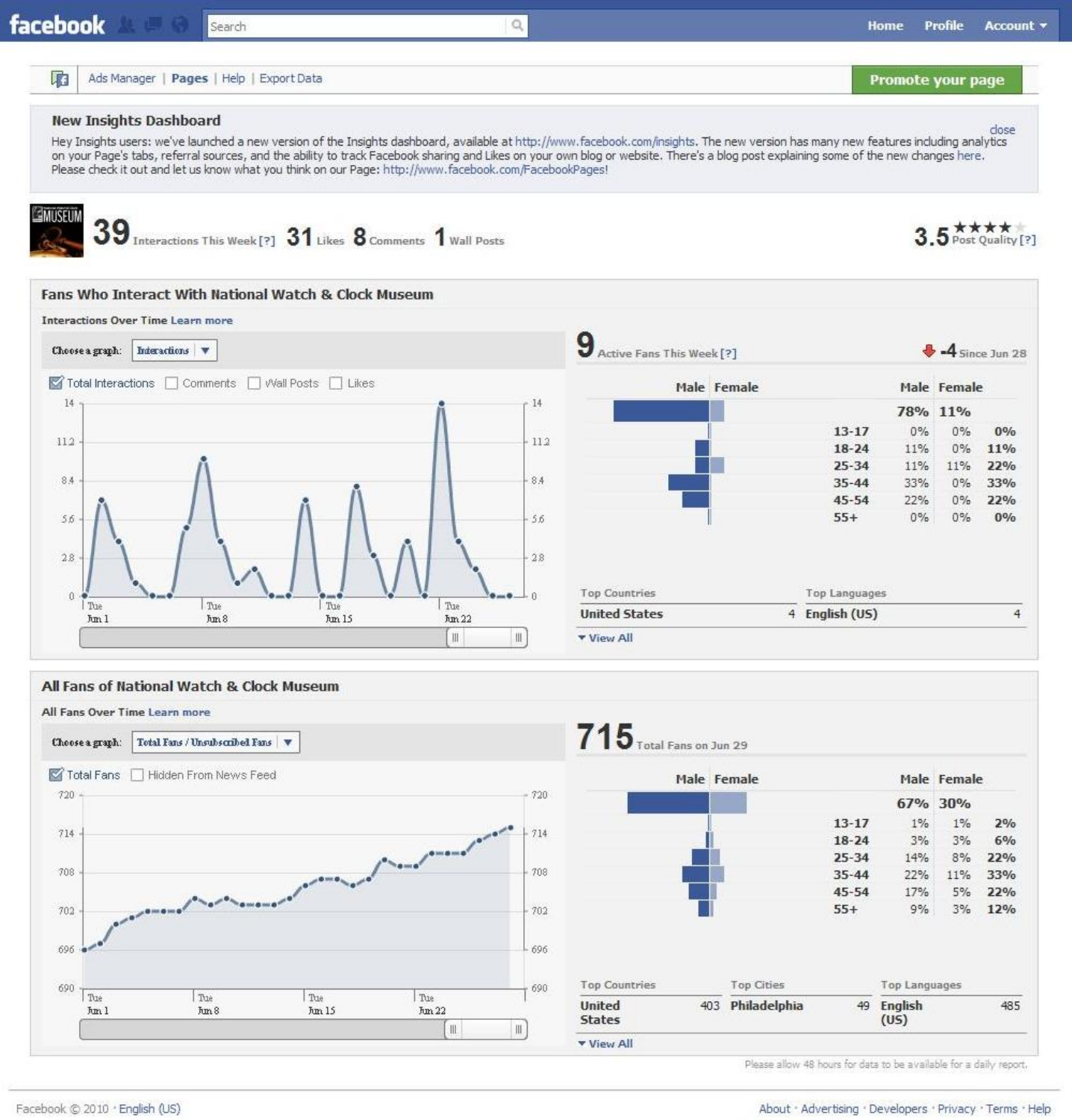facebook

Search | Home | Profile | Account

Ads Manager | **Pages** | Help | Export Data

**Promote your page**

### New Insights Dashboard

close

Hey Insights users: we've launched a new version of the Insights dashboard, available at http://www.facebook.com/insights. The new version has many new features including analytics on your Page's tabs, referral sources, and the ability to track Facebook sharing and Likes on your own blog or website. There's a blog post explaining some of the new changes here. Please check it out and let us know what you think on our Page: http://www.facebook.com/FacebookPages!

**39** Interactions This Week [?] **31** Likes **8** Comments **1** Wall Posts

**3.5** ★★★★ Post Quality [?]

### Fans Who Interact With National Watch & Clock Museum

**Interactions Over Time** Learn more

Choose a graph: Interactions

☑ Total Interactions ☐ Comments ☐ Wall Posts ☐ Likes

Tue Jun 1 | Tue Jun 8 | Tue Jun 15 | Tue Jun 22

**9** Active Fans This Week [?] **-4** Since Jun 28

| | Male | Female | |
|---|---|---|---|
| | 78% | 11% | |
| 13-17 | 0% | 0% | 0% |
| 18-24 | 11% | 0% | 11% |
| 25-34 | 11% | 11% | 22% |
| 35-44 | 33% | 0% | 33% |
| 45-54 | 22% | 0% | 22% |
| 55+ | 0% | 0% | 0% |

| Top Countries | | Top Languages | |
|---|---|---|---|
| United States | 4 | English (US) | 4 |

▼ View All

### All Fans of National Watch & Clock Museum

**All Fans Over Time** Learn more

Choose a graph: Total Fans / Unsubscribed Fans

☑ Total Fans ☐ Hidden From News Feed

Tue Jun 1 | Tue Jun 8 | Tue Jun 15 | Tue Jun 22

**715** Total Fans on Jun 29

| | Male | Female | |
|---|---|---|---|
| | 67% | 30% | |
| 13-17 | 1% | 1% | 2% |
| 18-24 | 3% | 3% | 6% |
| 25-34 | 14% | 8% | 22% |
| 35-44 | 22% | 11% | 33% |
| 45-54 | 17% | 5% | 22% |
| 55+ | 9% | 3% | 12% |

| Top Countries | | Top Cities | | Top Languages | |
|---|---|---|---|---|---|
| United States | 403 | Philadelphia | 49 | English (US) | 485 |

▼ View All

Please allow 48 hours for data to be available for a daily report.

Facebook © 2010 · English (US) | About · Advertising · Developers · Privacy · Terms · Help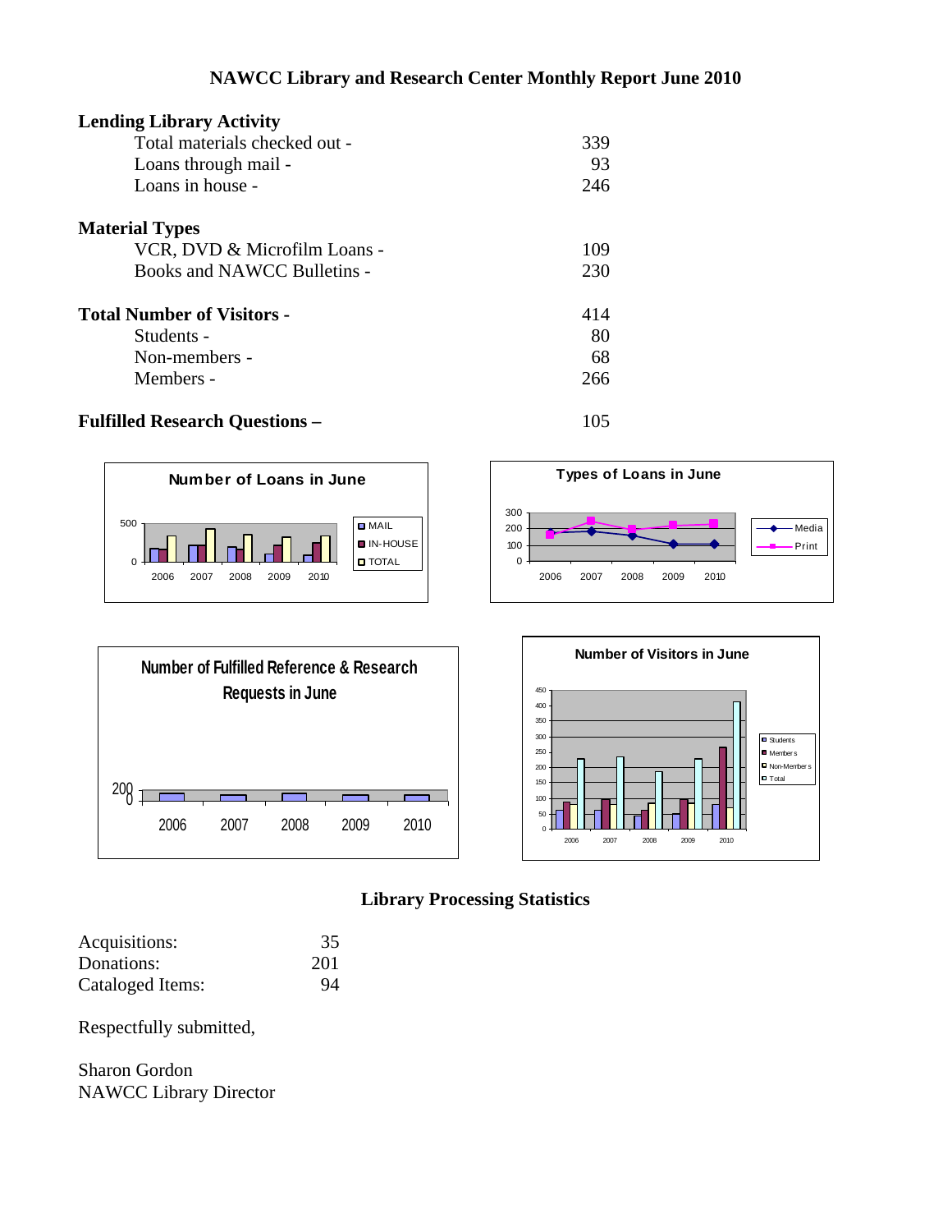# NAWCC Library and Research Center Monthly Report June 2010

**Lending Library Activity**

| | |
|---|---|
| Total materials checked out - | 339 |
| Loans through mail - | 93 |
| Loans in house - | 246 |

**Material Types**

| | |
|---|---|
| VCR, DVD & Microfilm Loans - | 109 |
| Books and NAWCC Bulletins - | 230 |

**Total Number of Visitors -** 414

| | |
|---|---|
| Students - | 80 |
| Non-members - | 68 |
| Members - | 266 |

**Fulfilled Research Questions –** 105

## Library Processing Statistics

| | |
|---|---|
| Acquisitions: | 35 |
| Donations: | 201 |
| Cataloged Items: | 94 |

Respectfully submitted,

Sharon Gordon
NAWCC Library Director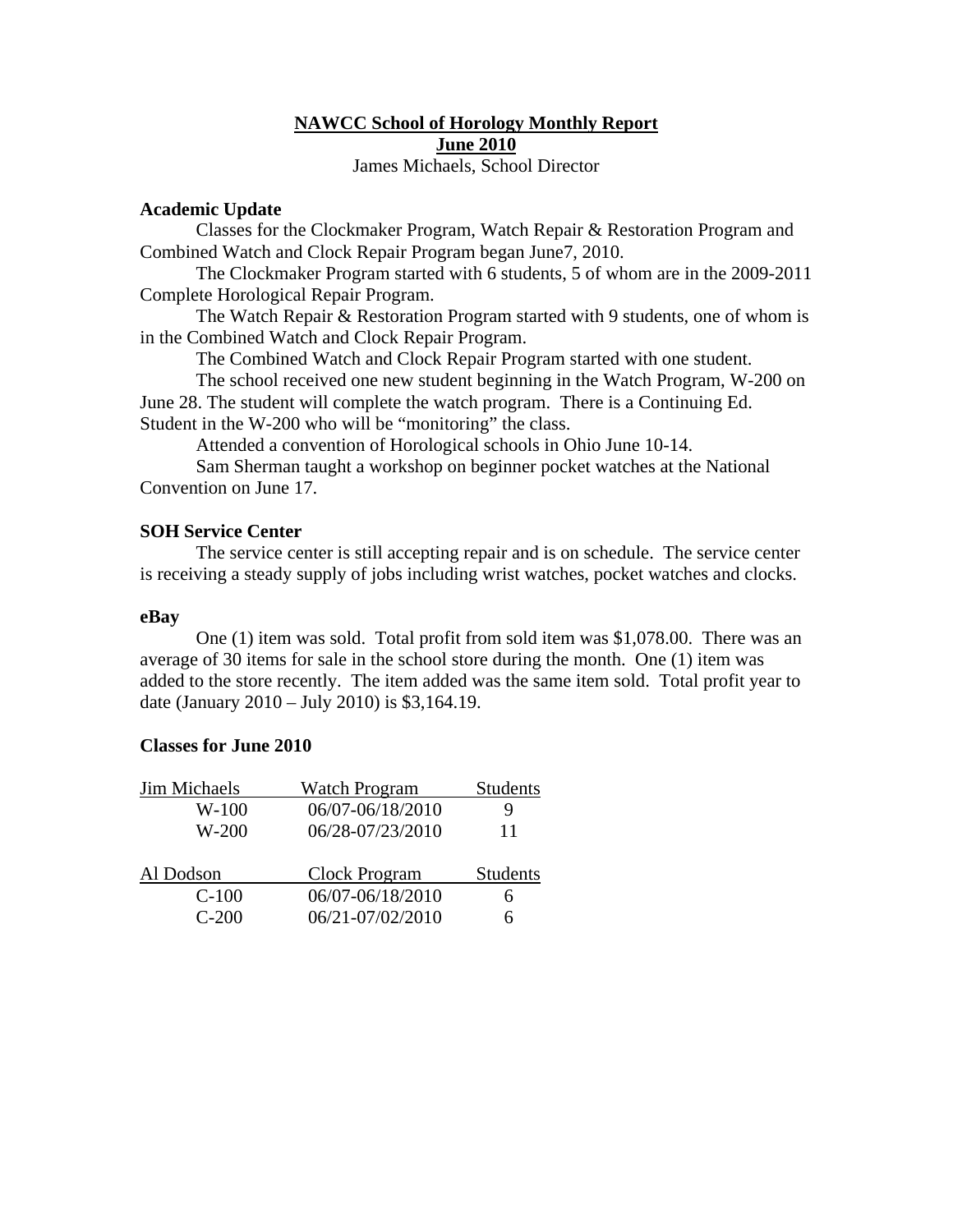**NAWCC School of Horology Monthly Report**
**June 2010**
James Michaels, School Director

### Academic Update

Classes for the Clockmaker Program, Watch Repair & Restoration Program and Combined Watch and Clock Repair Program began June7, 2010.

The Clockmaker Program started with 6 students, 5 of whom are in the 2009-2011 Complete Horological Repair Program.

The Watch Repair & Restoration Program started with 9 students, one of whom is in the Combined Watch and Clock Repair Program.

The Combined Watch and Clock Repair Program started with one student.

The school received one new student beginning in the Watch Program, W-200 on June 28. The student will complete the watch program. There is a Continuing Ed. Student in the W-200 who will be "monitoring" the class.

Attended a convention of Horological schools in Ohio June 10-14.

Sam Sherman taught a workshop on beginner pocket watches at the National Convention on June 17.

### SOH Service Center

The service center is still accepting repair and is on schedule. The service center is receiving a steady supply of jobs including wrist watches, pocket watches and clocks.

### eBay

One (1) item was sold. Total profit from sold item was $1,078.00. There was an average of 30 items for sale in the school store during the month. One (1) item was added to the store recently. The item added was the same item sold. Total profit year to date (January 2010 – July 2010) is $3,164.19.

### Classes for June 2010

| Jim Michaels | Watch Program | Students |
|---|---|---|
| W-100 | 06/07-06/18/2010 | 9 |
| W-200 | 06/28-07/23/2010 | 11 |

| Al Dodson | Clock Program | Students |
|---|---|---|
| C-100 | 06/07-06/18/2010 | 6 |
| C-200 | 06/21-07/02/2010 | 6 |